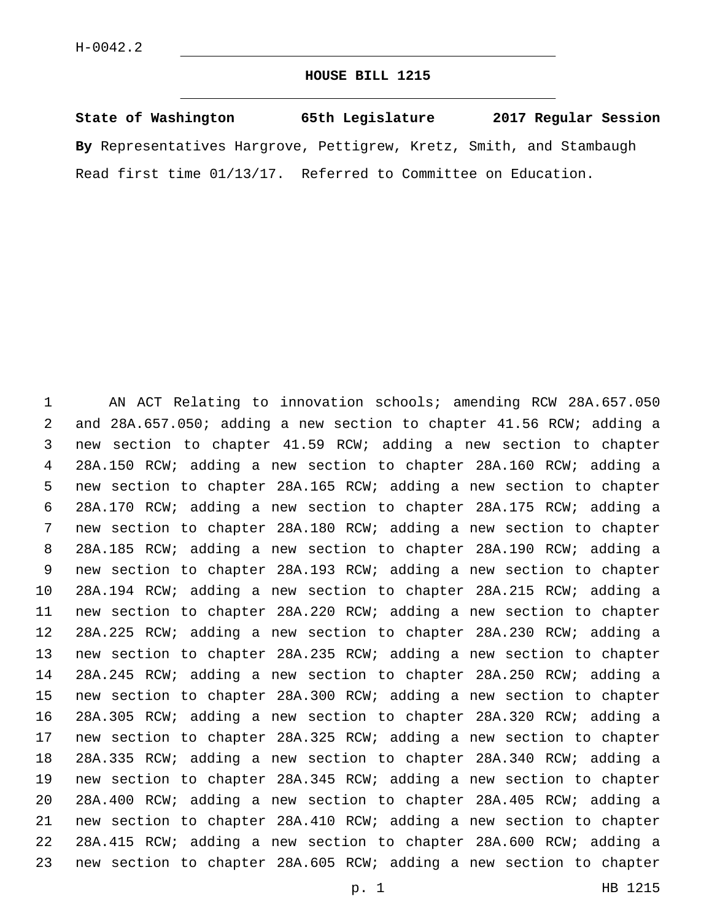H-0042.2

# HOUSE BILL 1215

**State of Washington 65th Legislature 2017 Regular Session**

**By** Representatives Hargrove, Pettigrew, Kretz, Smith, and Stambaugh

Read first time 01/13/17. Referred to Committee on Education.

AN ACT Relating to innovation schools; amending RCW 28A.657.050 and 28A.657.050; adding a new section to chapter 41.56 RCW; adding a new section to chapter 41.59 RCW; adding a new section to chapter 28A.150 RCW; adding a new section to chapter 28A.160 RCW; adding a new section to chapter 28A.165 RCW; adding a new section to chapter 28A.170 RCW; adding a new section to chapter 28A.175 RCW; adding a new section to chapter 28A.180 RCW; adding a new section to chapter 28A.185 RCW; adding a new section to chapter 28A.190 RCW; adding a new section to chapter 28A.193 RCW; adding a new section to chapter 28A.194 RCW; adding a new section to chapter 28A.215 RCW; adding a new section to chapter 28A.220 RCW; adding a new section to chapter 28A.225 RCW; adding a new section to chapter 28A.230 RCW; adding a new section to chapter 28A.235 RCW; adding a new section to chapter 28A.245 RCW; adding a new section to chapter 28A.250 RCW; adding a new section to chapter 28A.300 RCW; adding a new section to chapter 28A.305 RCW; adding a new section to chapter 28A.320 RCW; adding a new section to chapter 28A.325 RCW; adding a new section to chapter 28A.335 RCW; adding a new section to chapter 28A.340 RCW; adding a new section to chapter 28A.345 RCW; adding a new section to chapter 28A.400 RCW; adding a new section to chapter 28A.405 RCW; adding a new section to chapter 28A.410 RCW; adding a new section to chapter 28A.415 RCW; adding a new section to chapter 28A.600 RCW; adding a new section to chapter 28A.605 RCW; adding a new section to chapter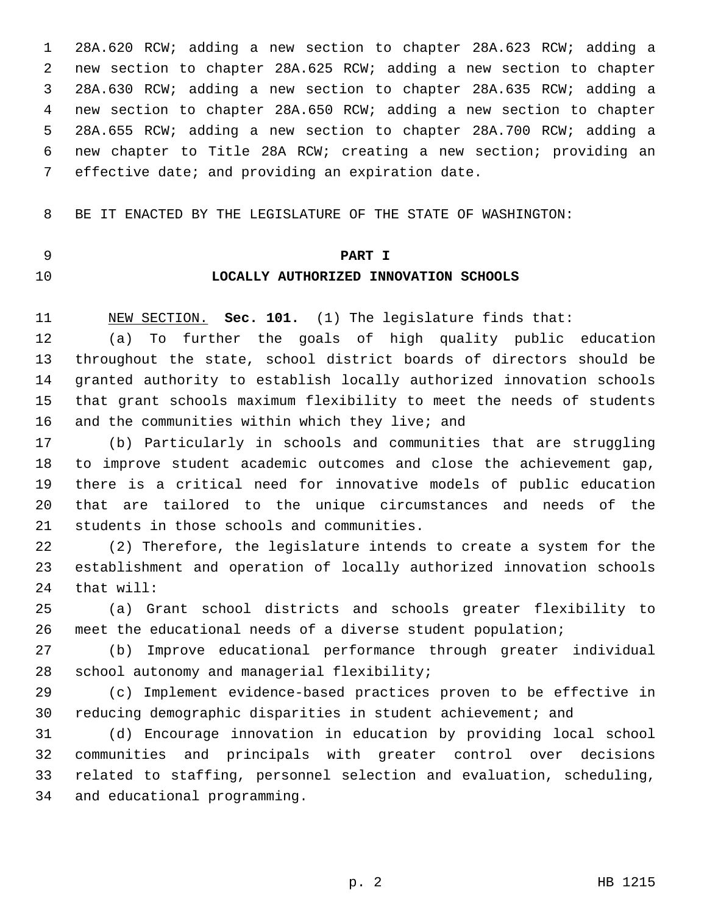28A.620 RCW; adding a new section to chapter 28A.623 RCW; adding a new section to chapter 28A.625 RCW; adding a new section to chapter 28A.630 RCW; adding a new section to chapter 28A.635 RCW; adding a new section to chapter 28A.650 RCW; adding a new section to chapter 28A.655 RCW; adding a new section to chapter 28A.700 RCW; adding a new chapter to Title 28A RCW; creating a new section; providing an effective date; and providing an expiration date.

BE IT ENACTED BY THE LEGISLATURE OF THE STATE OF WASHINGTON:

## PART I
## LOCALLY AUTHORIZED INNOVATION SCHOOLS

NEW SECTION. **Sec. 101.** (1) The legislature finds that:

(a) To further the goals of high quality public education throughout the state, school district boards of directors should be granted authority to establish locally authorized innovation schools that grant schools maximum flexibility to meet the needs of students and the communities within which they live; and

(b) Particularly in schools and communities that are struggling to improve student academic outcomes and close the achievement gap, there is a critical need for innovative models of public education that are tailored to the unique circumstances and needs of the students in those schools and communities.

(2) Therefore, the legislature intends to create a system for the establishment and operation of locally authorized innovation schools that will:

(a) Grant school districts and schools greater flexibility to meet the educational needs of a diverse student population;

(b) Improve educational performance through greater individual school autonomy and managerial flexibility;

(c) Implement evidence-based practices proven to be effective in reducing demographic disparities in student achievement; and

(d) Encourage innovation in education by providing local school communities and principals with greater control over decisions related to staffing, personnel selection and evaluation, scheduling, and educational programming.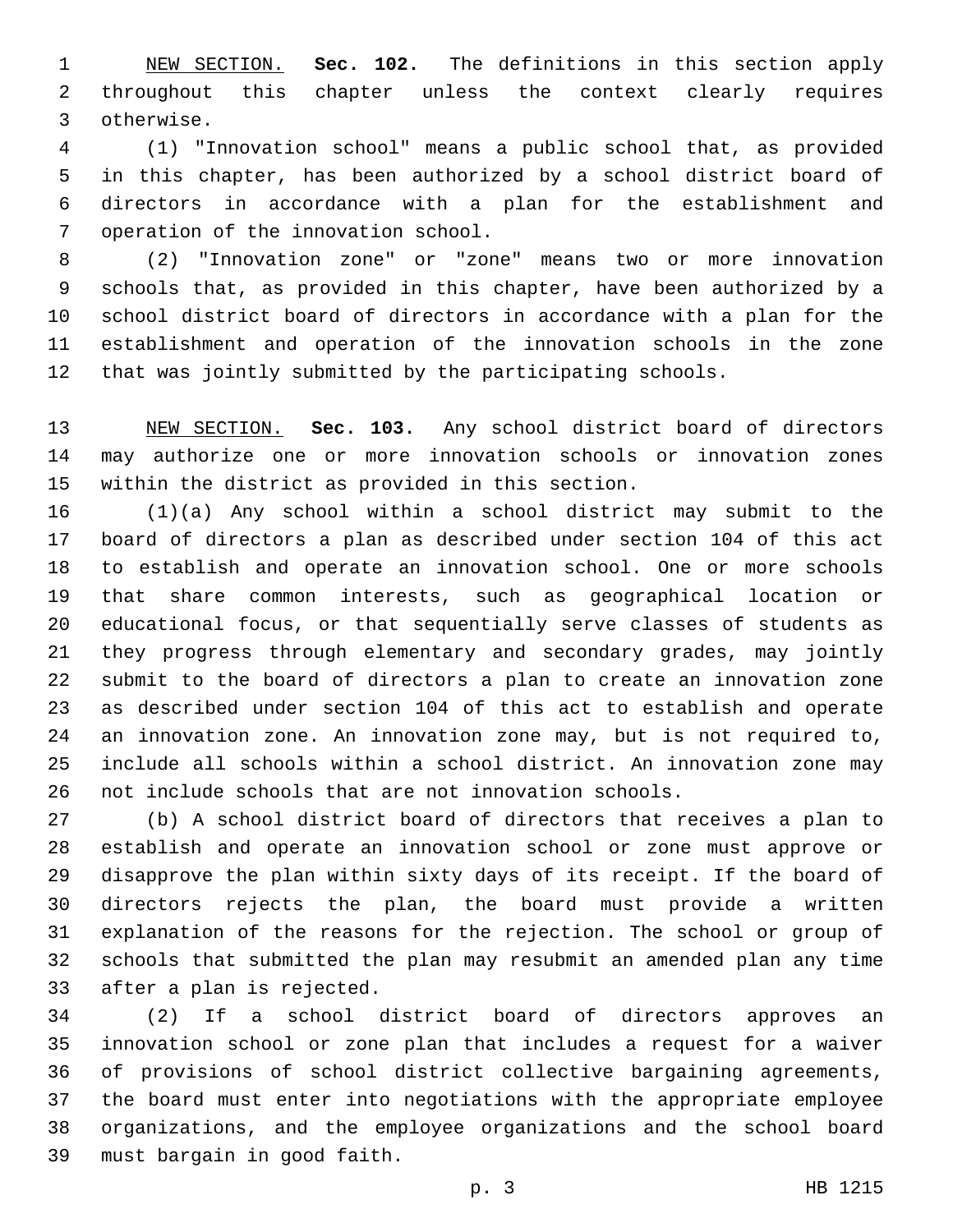NEW SECTION. **Sec. 102.** The definitions in this section apply throughout this chapter unless the context clearly requires otherwise.

(1) "Innovation school" means a public school that, as provided in this chapter, has been authorized by a school district board of directors in accordance with a plan for the establishment and operation of the innovation school.

(2) "Innovation zone" or "zone" means two or more innovation schools that, as provided in this chapter, have been authorized by a school district board of directors in accordance with a plan for the establishment and operation of the innovation schools in the zone that was jointly submitted by the participating schools.

NEW SECTION. **Sec. 103.** Any school district board of directors may authorize one or more innovation schools or innovation zones within the district as provided in this section.

(1)(a) Any school within a school district may submit to the board of directors a plan as described under section 104 of this act to establish and operate an innovation school. One or more schools that share common interests, such as geographical location or educational focus, or that sequentially serve classes of students as they progress through elementary and secondary grades, may jointly submit to the board of directors a plan to create an innovation zone as described under section 104 of this act to establish and operate an innovation zone. An innovation zone may, but is not required to, include all schools within a school district. An innovation zone may not include schools that are not innovation schools.

(b) A school district board of directors that receives a plan to establish and operate an innovation school or zone must approve or disapprove the plan within sixty days of its receipt. If the board of directors rejects the plan, the board must provide a written explanation of the reasons for the rejection. The school or group of schools that submitted the plan may resubmit an amended plan any time after a plan is rejected.

(2) If a school district board of directors approves an innovation school or zone plan that includes a request for a waiver of provisions of school district collective bargaining agreements, the board must enter into negotiations with the appropriate employee organizations, and the employee organizations and the school board must bargain in good faith.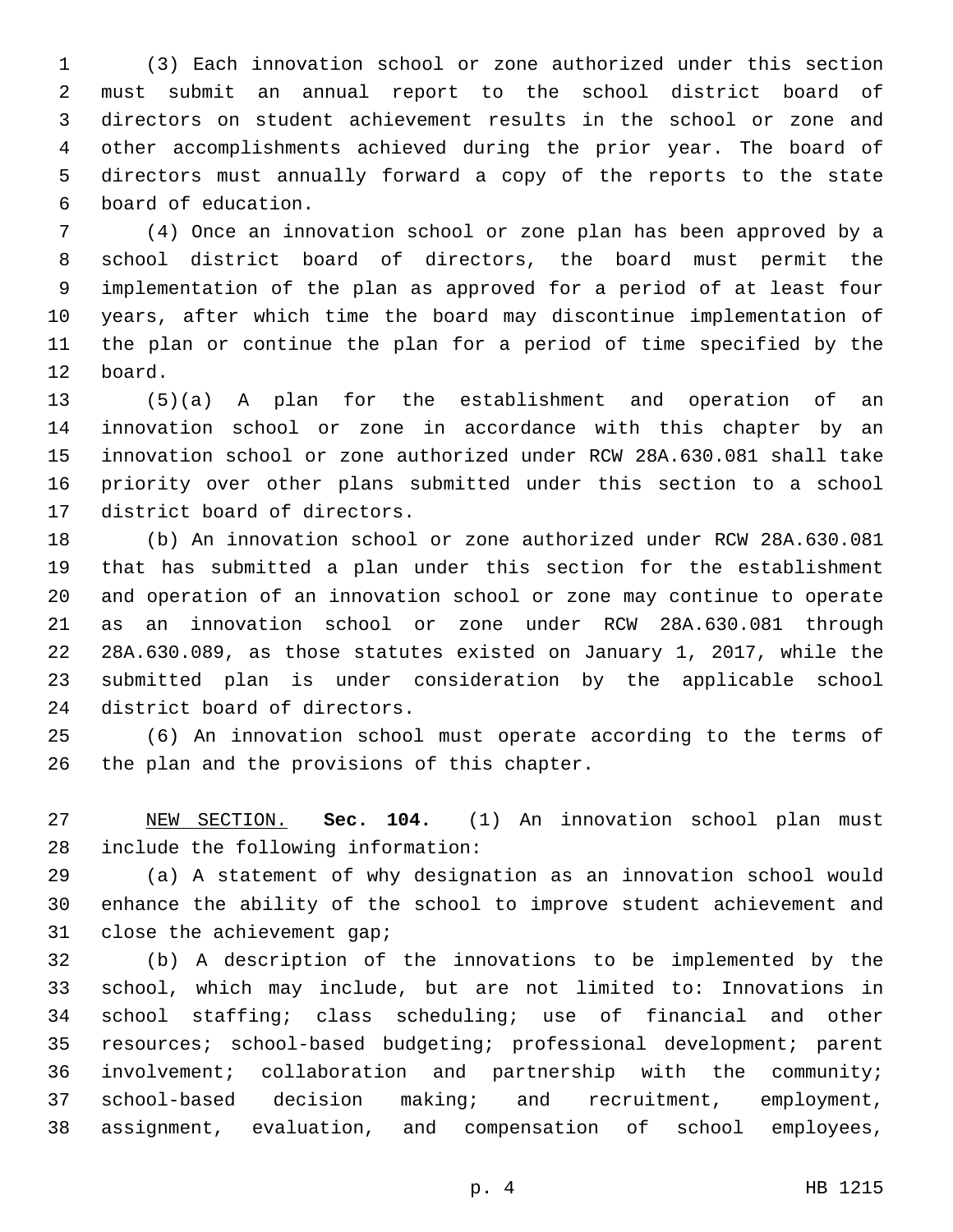(3) Each innovation school or zone authorized under this section must submit an annual report to the school district board of directors on student achievement results in the school or zone and other accomplishments achieved during the prior year. The board of directors must annually forward a copy of the reports to the state board of education.

(4) Once an innovation school or zone plan has been approved by a school district board of directors, the board must permit the implementation of the plan as approved for a period of at least four years, after which time the board may discontinue implementation of the plan or continue the plan for a period of time specified by the board.

(5)(a) A plan for the establishment and operation of an innovation school or zone in accordance with this chapter by an innovation school or zone authorized under RCW 28A.630.081 shall take priority over other plans submitted under this section to a school district board of directors.

(b) An innovation school or zone authorized under RCW 28A.630.081 that has submitted a plan under this section for the establishment and operation of an innovation school or zone may continue to operate as an innovation school or zone under RCW 28A.630.081 through 28A.630.089, as those statutes existed on January 1, 2017, while the submitted plan is under consideration by the applicable school district board of directors.

(6) An innovation school must operate according to the terms of the plan and the provisions of this chapter.

NEW SECTION. **Sec. 104.** (1) An innovation school plan must include the following information:

(a) A statement of why designation as an innovation school would enhance the ability of the school to improve student achievement and close the achievement gap;

(b) A description of the innovations to be implemented by the school, which may include, but are not limited to: Innovations in school staffing; class scheduling; use of financial and other resources; school-based budgeting; professional development; parent involvement; collaboration and partnership with the community; school-based decision making; and recruitment, employment, assignment, evaluation, and compensation of school employees,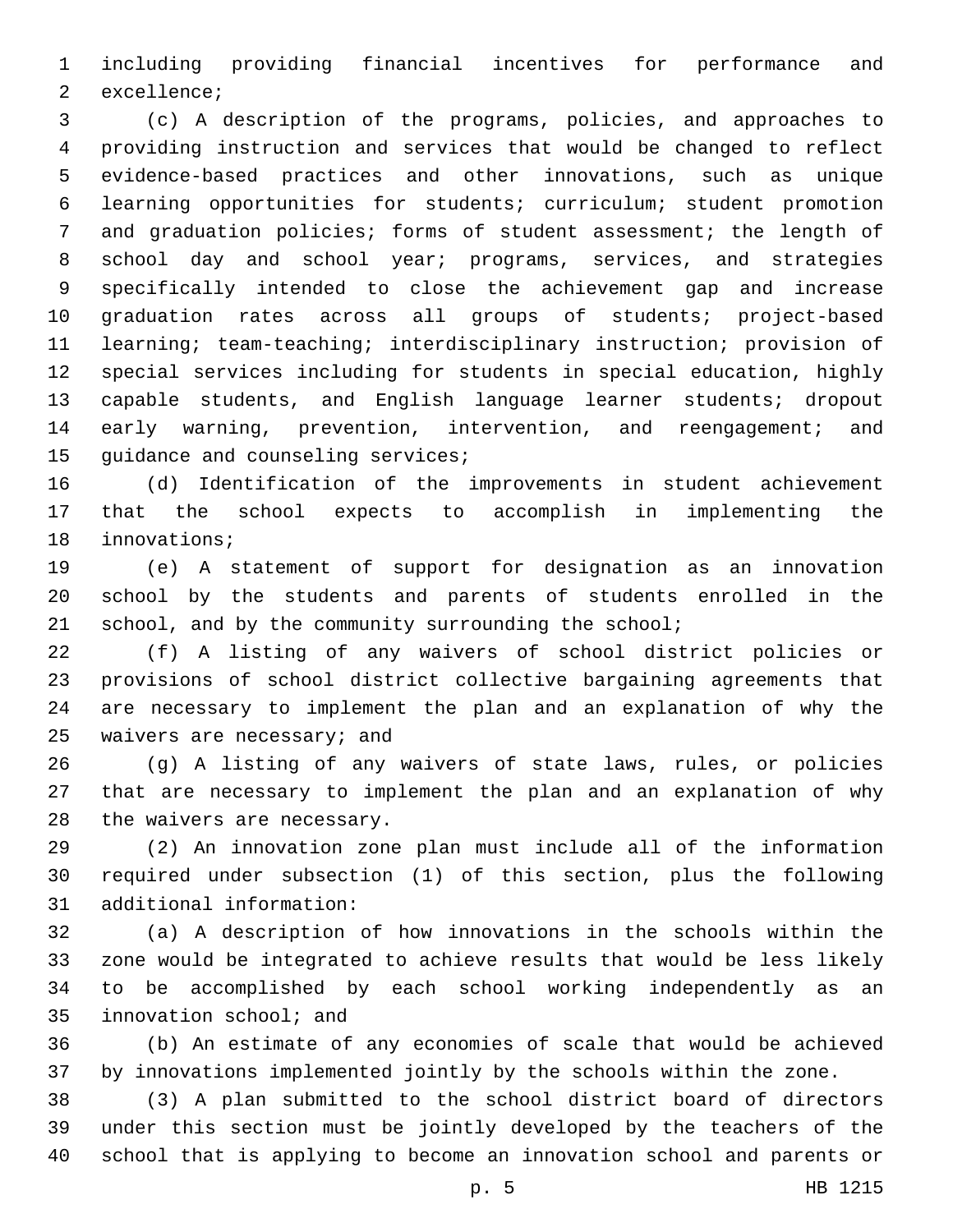including providing financial incentives for performance and excellence;

(c) A description of the programs, policies, and approaches to providing instruction and services that would be changed to reflect evidence-based practices and other innovations, such as unique learning opportunities for students; curriculum; student promotion and graduation policies; forms of student assessment; the length of school day and school year; programs, services, and strategies specifically intended to close the achievement gap and increase graduation rates across all groups of students; project-based learning; team-teaching; interdisciplinary instruction; provision of special services including for students in special education, highly capable students, and English language learner students; dropout early warning, prevention, intervention, and reengagement; and guidance and counseling services;

(d) Identification of the improvements in student achievement that the school expects to accomplish in implementing the innovations;

(e) A statement of support for designation as an innovation school by the students and parents of students enrolled in the school, and by the community surrounding the school;

(f) A listing of any waivers of school district policies or provisions of school district collective bargaining agreements that are necessary to implement the plan and an explanation of why the waivers are necessary; and

(g) A listing of any waivers of state laws, rules, or policies that are necessary to implement the plan and an explanation of why the waivers are necessary.

(2) An innovation zone plan must include all of the information required under subsection (1) of this section, plus the following additional information:

(a) A description of how innovations in the schools within the zone would be integrated to achieve results that would be less likely to be accomplished by each school working independently as an innovation school; and

(b) An estimate of any economies of scale that would be achieved by innovations implemented jointly by the schools within the zone.

(3) A plan submitted to the school district board of directors under this section must be jointly developed by the teachers of the school that is applying to become an innovation school and parents or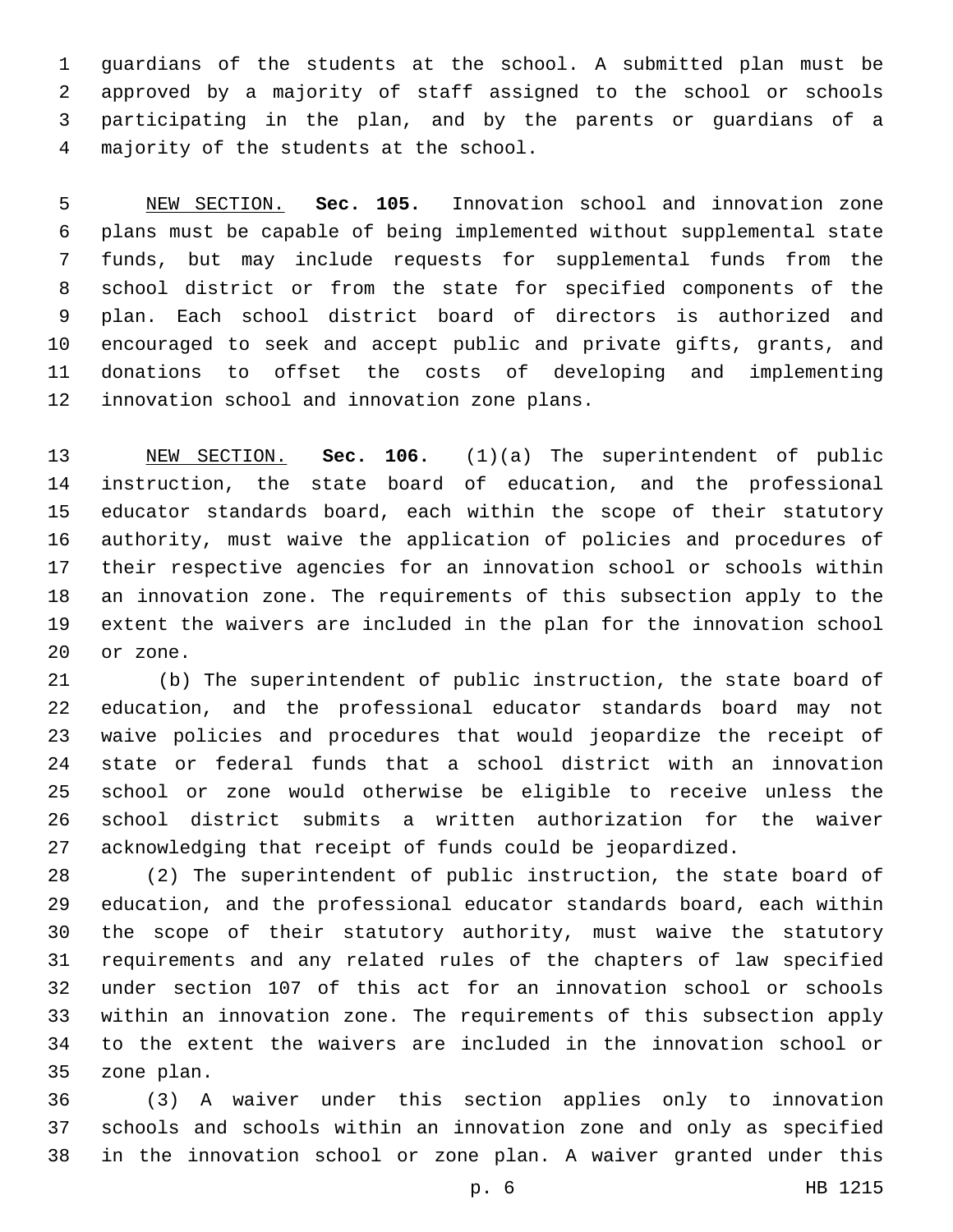guardians of the students at the school. A submitted plan must be approved by a majority of staff assigned to the school or schools participating in the plan, and by the parents or guardians of a majority of the students at the school.

NEW SECTION. **Sec. 105.** Innovation school and innovation zone plans must be capable of being implemented without supplemental state funds, but may include requests for supplemental funds from the school district or from the state for specified components of the plan. Each school district board of directors is authorized and encouraged to seek and accept public and private gifts, grants, and donations to offset the costs of developing and implementing innovation school and innovation zone plans.

NEW SECTION. **Sec. 106.** (1)(a) The superintendent of public instruction, the state board of education, and the professional educator standards board, each within the scope of their statutory authority, must waive the application of policies and procedures of their respective agencies for an innovation school or schools within an innovation zone. The requirements of this subsection apply to the extent the waivers are included in the plan for the innovation school or zone.

(b) The superintendent of public instruction, the state board of education, and the professional educator standards board may not waive policies and procedures that would jeopardize the receipt of state or federal funds that a school district with an innovation school or zone would otherwise be eligible to receive unless the school district submits a written authorization for the waiver acknowledging that receipt of funds could be jeopardized.

(2) The superintendent of public instruction, the state board of education, and the professional educator standards board, each within the scope of their statutory authority, must waive the statutory requirements and any related rules of the chapters of law specified under section 107 of this act for an innovation school or schools within an innovation zone. The requirements of this subsection apply to the extent the waivers are included in the innovation school or zone plan.

(3) A waiver under this section applies only to innovation schools and schools within an innovation zone and only as specified in the innovation school or zone plan. A waiver granted under this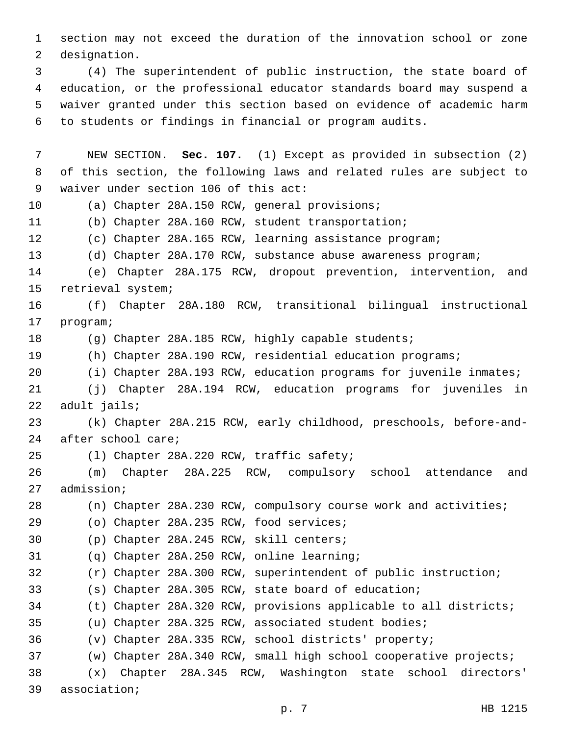section may not exceed the duration of the innovation school or zone designation.

(4) The superintendent of public instruction, the state board of education, or the professional educator standards board may suspend a waiver granted under this section based on evidence of academic harm to students or findings in financial or program audits.

NEW SECTION. **Sec. 107.** (1) Except as provided in subsection (2) of this section, the following laws and related rules are subject to waiver under section 106 of this act:

(a) Chapter 28A.150 RCW, general provisions;

(b) Chapter 28A.160 RCW, student transportation;

(c) Chapter 28A.165 RCW, learning assistance program;

(d) Chapter 28A.170 RCW, substance abuse awareness program;

(e) Chapter 28A.175 RCW, dropout prevention, intervention, and retrieval system;

(f) Chapter 28A.180 RCW, transitional bilingual instructional program;

(g) Chapter 28A.185 RCW, highly capable students;

(h) Chapter 28A.190 RCW, residential education programs;

(i) Chapter 28A.193 RCW, education programs for juvenile inmates;

(j) Chapter 28A.194 RCW, education programs for juveniles in adult jails;

(k) Chapter 28A.215 RCW, early childhood, preschools, before-and-after school care;

(l) Chapter 28A.220 RCW, traffic safety;

(m) Chapter 28A.225 RCW, compulsory school attendance and admission;

(n) Chapter 28A.230 RCW, compulsory course work and activities;

(o) Chapter 28A.235 RCW, food services;

(p) Chapter 28A.245 RCW, skill centers;

(q) Chapter 28A.250 RCW, online learning;

(r) Chapter 28A.300 RCW, superintendent of public instruction;

(s) Chapter 28A.305 RCW, state board of education;

(t) Chapter 28A.320 RCW, provisions applicable to all districts;

(u) Chapter 28A.325 RCW, associated student bodies;

(v) Chapter 28A.335 RCW, school districts' property;

(w) Chapter 28A.340 RCW, small high school cooperative projects;

(x) Chapter 28A.345 RCW, Washington state school directors' association;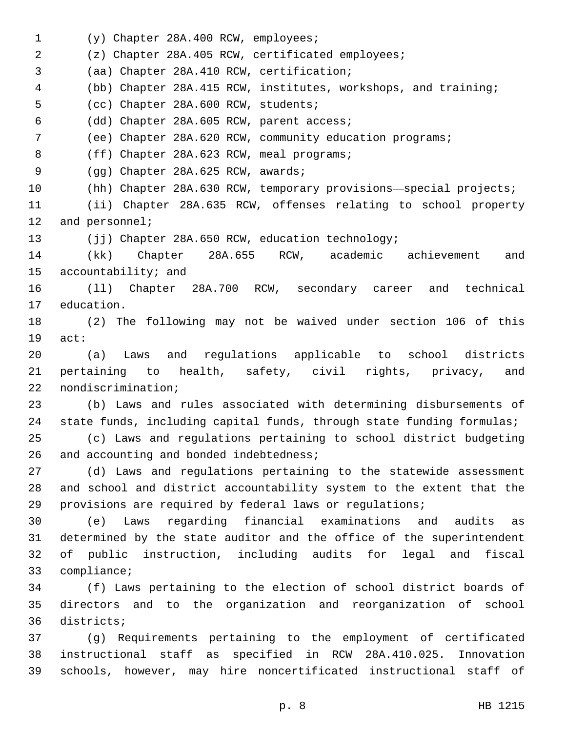(y) Chapter 28A.400 RCW, employees;

(z) Chapter 28A.405 RCW, certificated employees;

(aa) Chapter 28A.410 RCW, certification;

(bb) Chapter 28A.415 RCW, institutes, workshops, and training;

(cc) Chapter 28A.600 RCW, students;

(dd) Chapter 28A.605 RCW, parent access;

(ee) Chapter 28A.620 RCW, community education programs;

(ff) Chapter 28A.623 RCW, meal programs;

(gg) Chapter 28A.625 RCW, awards;

(hh) Chapter 28A.630 RCW, temporary provisions—special projects;

(ii) Chapter 28A.635 RCW, offenses relating to school property and personnel;

(jj) Chapter 28A.650 RCW, education technology;

(kk) Chapter 28A.655 RCW, academic achievement and accountability; and

(ll) Chapter 28A.700 RCW, secondary career and technical education.

(2) The following may not be waived under section 106 of this act:

(a) Laws and regulations applicable to school districts pertaining to health, safety, civil rights, privacy, and nondiscrimination;

(b) Laws and rules associated with determining disbursements of state funds, including capital funds, through state funding formulas;

(c) Laws and regulations pertaining to school district budgeting and accounting and bonded indebtedness;

(d) Laws and regulations pertaining to the statewide assessment and school and district accountability system to the extent that the provisions are required by federal laws or regulations;

(e) Laws regarding financial examinations and audits as determined by the state auditor and the office of the superintendent of public instruction, including audits for legal and fiscal compliance;

(f) Laws pertaining to the election of school district boards of directors and to the organization and reorganization of school districts;

(g) Requirements pertaining to the employment of certificated instructional staff as specified in RCW 28A.410.025. Innovation schools, however, may hire noncertificated instructional staff of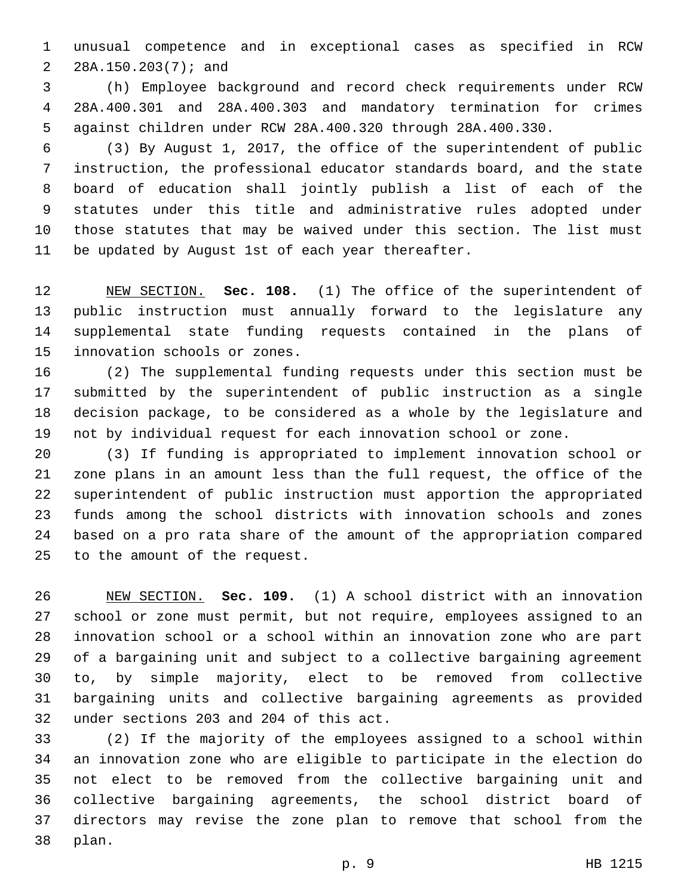unusual competence and in exceptional cases as specified in RCW 28A.150.203(7); and

(h) Employee background and record check requirements under RCW 28A.400.301 and 28A.400.303 and mandatory termination for crimes against children under RCW 28A.400.320 through 28A.400.330.

(3) By August 1, 2017, the office of the superintendent of public instruction, the professional educator standards board, and the state board of education shall jointly publish a list of each of the statutes under this title and administrative rules adopted under those statutes that may be waived under this section. The list must be updated by August 1st of each year thereafter.

NEW SECTION. **Sec. 108.** (1) The office of the superintendent of public instruction must annually forward to the legislature any supplemental state funding requests contained in the plans of innovation schools or zones.

(2) The supplemental funding requests under this section must be submitted by the superintendent of public instruction as a single decision package, to be considered as a whole by the legislature and not by individual request for each innovation school or zone.

(3) If funding is appropriated to implement innovation school or zone plans in an amount less than the full request, the office of the superintendent of public instruction must apportion the appropriated funds among the school districts with innovation schools and zones based on a pro rata share of the amount of the appropriation compared to the amount of the request.

NEW SECTION. **Sec. 109.** (1) A school district with an innovation school or zone must permit, but not require, employees assigned to an innovation school or a school within an innovation zone who are part of a bargaining unit and subject to a collective bargaining agreement to, by simple majority, elect to be removed from collective bargaining units and collective bargaining agreements as provided under sections 203 and 204 of this act.

(2) If the majority of the employees assigned to a school within an innovation zone who are eligible to participate in the election do not elect to be removed from the collective bargaining unit and collective bargaining agreements, the school district board of directors may revise the zone plan to remove that school from the plan.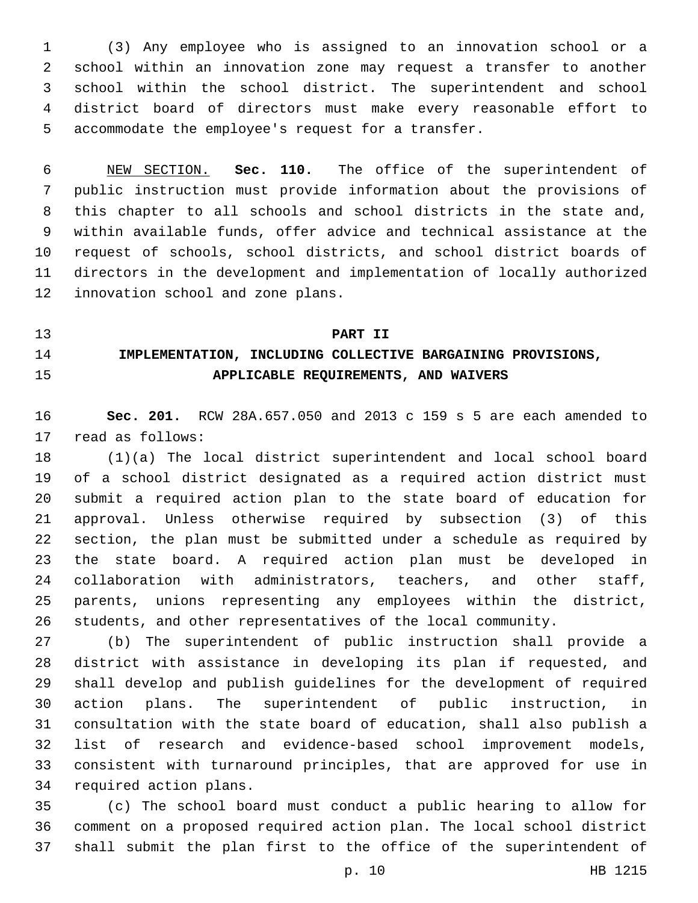(3) Any employee who is assigned to an innovation school or a school within an innovation zone may request a transfer to another school within the school district. The superintendent and school district board of directors must make every reasonable effort to accommodate the employee's request for a transfer.

NEW SECTION. **Sec. 110.** The office of the superintendent of public instruction must provide information about the provisions of this chapter to all schools and school districts in the state and, within available funds, offer advice and technical assistance at the request of schools, school districts, and school district boards of directors in the development and implementation of locally authorized innovation school and zone plans.

## PART II
## IMPLEMENTATION, INCLUDING COLLECTIVE BARGAINING PROVISIONS, APPLICABLE REQUIREMENTS, AND WAIVERS

**Sec. 201.** RCW 28A.657.050 and 2013 c 159 s 5 are each amended to read as follows:

(1)(a) The local district superintendent and local school board of a school district designated as a required action district must submit a required action plan to the state board of education for approval. Unless otherwise required by subsection (3) of this section, the plan must be submitted under a schedule as required by the state board. A required action plan must be developed in collaboration with administrators, teachers, and other staff, parents, unions representing any employees within the district, students, and other representatives of the local community.

(b) The superintendent of public instruction shall provide a district with assistance in developing its plan if requested, and shall develop and publish guidelines for the development of required action plans. The superintendent of public instruction, in consultation with the state board of education, shall also publish a list of research and evidence-based school improvement models, consistent with turnaround principles, that are approved for use in required action plans.

(c) The school board must conduct a public hearing to allow for comment on a proposed required action plan. The local school district shall submit the plan first to the office of the superintendent of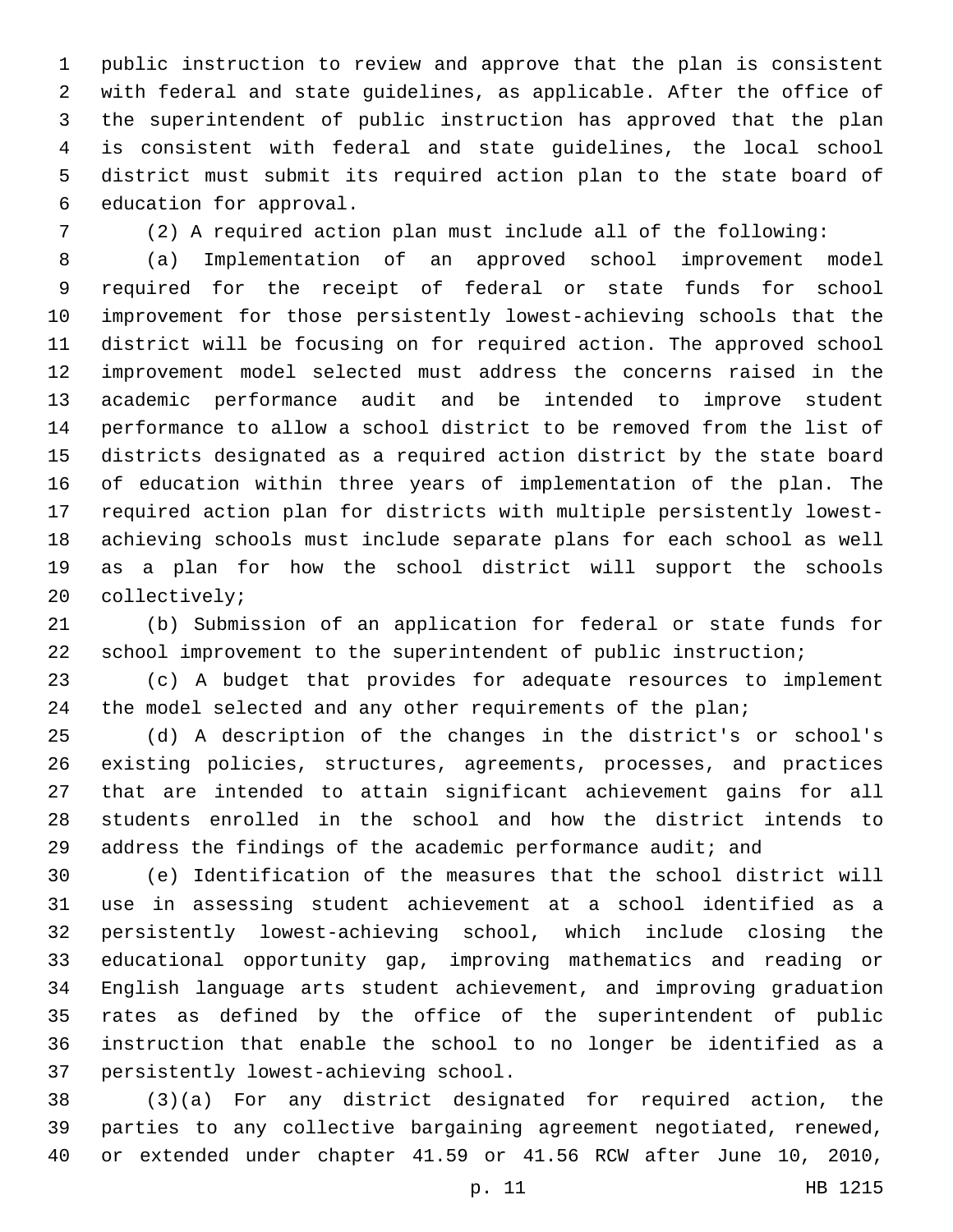public instruction to review and approve that the plan is consistent with federal and state guidelines, as applicable. After the office of the superintendent of public instruction has approved that the plan is consistent with federal and state guidelines, the local school district must submit its required action plan to the state board of education for approval.

(2) A required action plan must include all of the following:

(a) Implementation of an approved school improvement model required for the receipt of federal or state funds for school improvement for those persistently lowest-achieving schools that the district will be focusing on for required action. The approved school improvement model selected must address the concerns raised in the academic performance audit and be intended to improve student performance to allow a school district to be removed from the list of districts designated as a required action district by the state board of education within three years of implementation of the plan. The required action plan for districts with multiple persistently lowest-achieving schools must include separate plans for each school as well as a plan for how the school district will support the schools collectively;

(b) Submission of an application for federal or state funds for school improvement to the superintendent of public instruction;

(c) A budget that provides for adequate resources to implement the model selected and any other requirements of the plan;

(d) A description of the changes in the district's or school's existing policies, structures, agreements, processes, and practices that are intended to attain significant achievement gains for all students enrolled in the school and how the district intends to address the findings of the academic performance audit; and

(e) Identification of the measures that the school district will use in assessing student achievement at a school identified as a persistently lowest-achieving school, which include closing the educational opportunity gap, improving mathematics and reading or English language arts student achievement, and improving graduation rates as defined by the office of the superintendent of public instruction that enable the school to no longer be identified as a persistently lowest-achieving school.

(3)(a) For any district designated for required action, the parties to any collective bargaining agreement negotiated, renewed, or extended under chapter 41.59 or 41.56 RCW after June 10, 2010,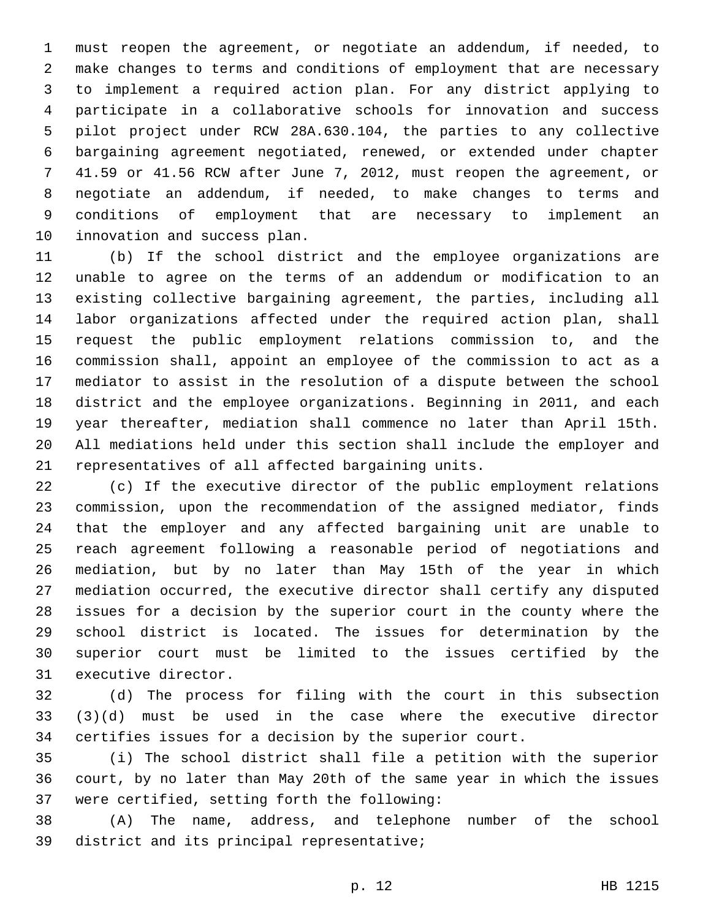must reopen the agreement, or negotiate an addendum, if needed, to make changes to terms and conditions of employment that are necessary to implement a required action plan. For any district applying to participate in a collaborative schools for innovation and success pilot project under RCW 28A.630.104, the parties to any collective bargaining agreement negotiated, renewed, or extended under chapter 41.59 or 41.56 RCW after June 7, 2012, must reopen the agreement, or negotiate an addendum, if needed, to make changes to terms and conditions of employment that are necessary to implement an innovation and success plan.

(b) If the school district and the employee organizations are unable to agree on the terms of an addendum or modification to an existing collective bargaining agreement, the parties, including all labor organizations affected under the required action plan, shall request the public employment relations commission to, and the commission shall, appoint an employee of the commission to act as a mediator to assist in the resolution of a dispute between the school district and the employee organizations. Beginning in 2011, and each year thereafter, mediation shall commence no later than April 15th. All mediations held under this section shall include the employer and representatives of all affected bargaining units.

(c) If the executive director of the public employment relations commission, upon the recommendation of the assigned mediator, finds that the employer and any affected bargaining unit are unable to reach agreement following a reasonable period of negotiations and mediation, but by no later than May 15th of the year in which mediation occurred, the executive director shall certify any disputed issues for a decision by the superior court in the county where the school district is located. The issues for determination by the superior court must be limited to the issues certified by the executive director.

(d) The process for filing with the court in this subsection (3)(d) must be used in the case where the executive director certifies issues for a decision by the superior court.

(i) The school district shall file a petition with the superior court, by no later than May 20th of the same year in which the issues were certified, setting forth the following:

(A) The name, address, and telephone number of the school district and its principal representative;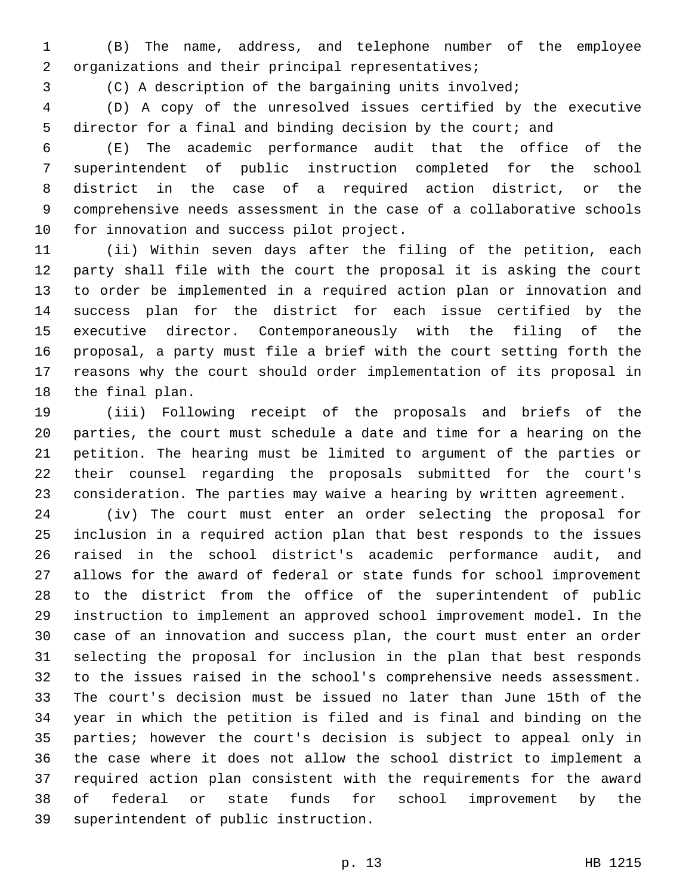(B) The name, address, and telephone number of the employee organizations and their principal representatives;

(C) A description of the bargaining units involved;

(D) A copy of the unresolved issues certified by the executive director for a final and binding decision by the court; and

(E) The academic performance audit that the office of the superintendent of public instruction completed for the school district in the case of a required action district, or the comprehensive needs assessment in the case of a collaborative schools for innovation and success pilot project.

(ii) Within seven days after the filing of the petition, each party shall file with the court the proposal it is asking the court to order be implemented in a required action plan or innovation and success plan for the district for each issue certified by the executive director. Contemporaneously with the filing of the proposal, a party must file a brief with the court setting forth the reasons why the court should order implementation of its proposal in the final plan.

(iii) Following receipt of the proposals and briefs of the parties, the court must schedule a date and time for a hearing on the petition. The hearing must be limited to argument of the parties or their counsel regarding the proposals submitted for the court's consideration. The parties may waive a hearing by written agreement.

(iv) The court must enter an order selecting the proposal for inclusion in a required action plan that best responds to the issues raised in the school district's academic performance audit, and allows for the award of federal or state funds for school improvement to the district from the office of the superintendent of public instruction to implement an approved school improvement model. In the case of an innovation and success plan, the court must enter an order selecting the proposal for inclusion in the plan that best responds to the issues raised in the school's comprehensive needs assessment. The court's decision must be issued no later than June 15th of the year in which the petition is filed and is final and binding on the parties; however the court's decision is subject to appeal only in the case where it does not allow the school district to implement a required action plan consistent with the requirements for the award of federal or state funds for school improvement by the superintendent of public instruction.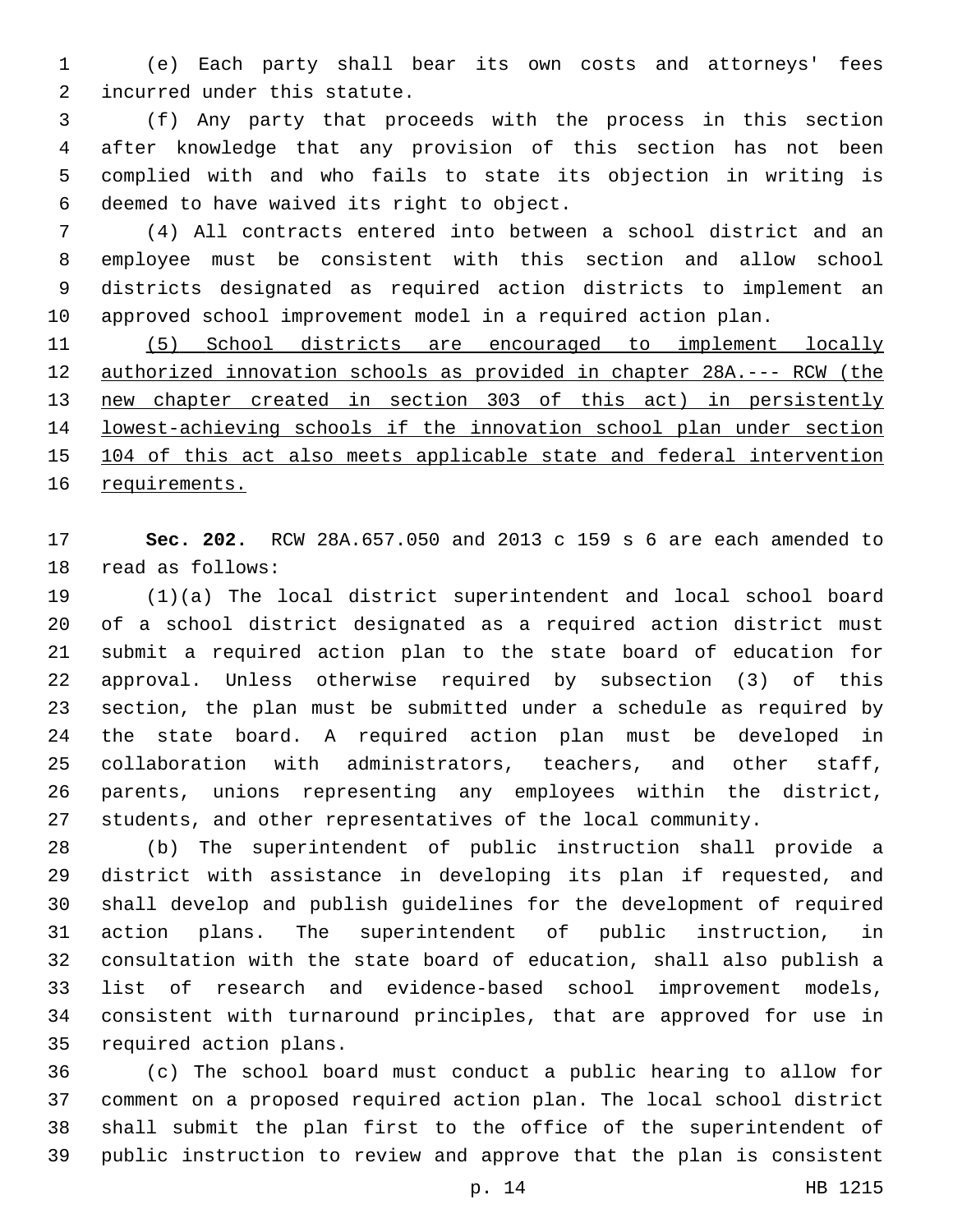(e) Each party shall bear its own costs and attorneys' fees incurred under this statute.

(f) Any party that proceeds with the process in this section after knowledge that any provision of this section has not been complied with and who fails to state its objection in writing is deemed to have waived its right to object.

(4) All contracts entered into between a school district and an employee must be consistent with this section and allow school districts designated as required action districts to implement an approved school improvement model in a required action plan.

<u>(5) School districts are encouraged to implement locally authorized innovation schools as provided in chapter 28A.--- RCW (the new chapter created in section 303 of this act) in persistently lowest-achieving schools if the innovation school plan under section 104 of this act also meets applicable state and federal intervention requirements.</u>

**Sec. 202.** RCW 28A.657.050 and 2013 c 159 s 6 are each amended to read as follows:

(1)(a) The local district superintendent and local school board of a school district designated as a required action district must submit a required action plan to the state board of education for approval. Unless otherwise required by subsection (3) of this section, the plan must be submitted under a schedule as required by the state board. A required action plan must be developed in collaboration with administrators, teachers, and other staff, parents, unions representing any employees within the district, students, and other representatives of the local community.

(b) The superintendent of public instruction shall provide a district with assistance in developing its plan if requested, and shall develop and publish guidelines for the development of required action plans. The superintendent of public instruction, in consultation with the state board of education, shall also publish a list of research and evidence-based school improvement models, consistent with turnaround principles, that are approved for use in required action plans.

(c) The school board must conduct a public hearing to allow for comment on a proposed required action plan. The local school district shall submit the plan first to the office of the superintendent of public instruction to review and approve that the plan is consistent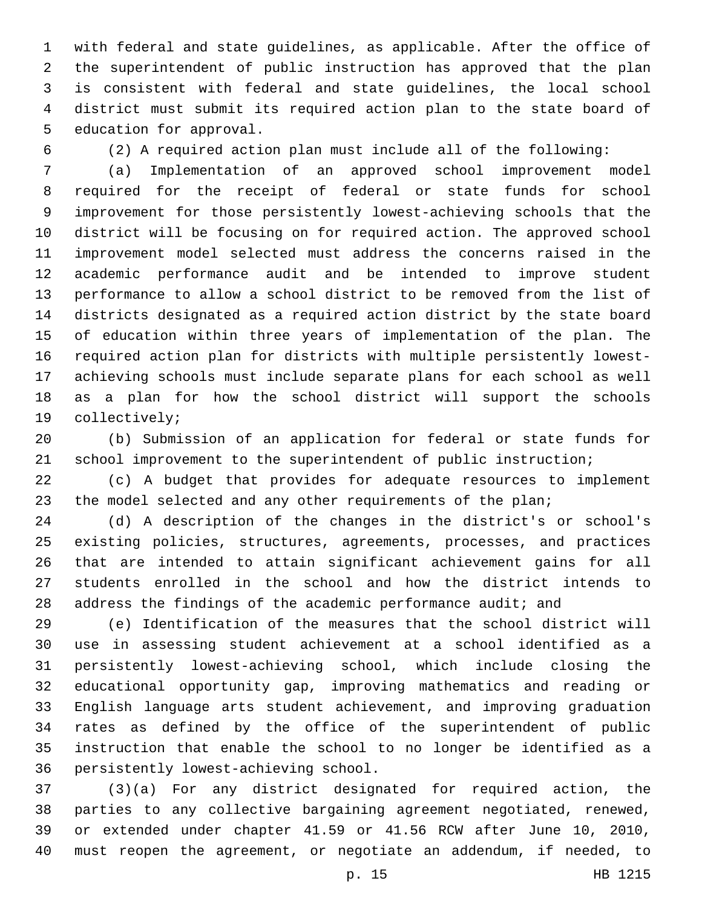with federal and state guidelines, as applicable. After the office of the superintendent of public instruction has approved that the plan is consistent with federal and state guidelines, the local school district must submit its required action plan to the state board of education for approval.

(2) A required action plan must include all of the following:

(a) Implementation of an approved school improvement model required for the receipt of federal or state funds for school improvement for those persistently lowest-achieving schools that the district will be focusing on for required action. The approved school improvement model selected must address the concerns raised in the academic performance audit and be intended to improve student performance to allow a school district to be removed from the list of districts designated as a required action district by the state board of education within three years of implementation of the plan. The required action plan for districts with multiple persistently lowest-achieving schools must include separate plans for each school as well as a plan for how the school district will support the schools collectively;

(b) Submission of an application for federal or state funds for school improvement to the superintendent of public instruction;

(c) A budget that provides for adequate resources to implement the model selected and any other requirements of the plan;

(d) A description of the changes in the district's or school's existing policies, structures, agreements, processes, and practices that are intended to attain significant achievement gains for all students enrolled in the school and how the district intends to address the findings of the academic performance audit; and

(e) Identification of the measures that the school district will use in assessing student achievement at a school identified as a persistently lowest-achieving school, which include closing the educational opportunity gap, improving mathematics and reading or English language arts student achievement, and improving graduation rates as defined by the office of the superintendent of public instruction that enable the school to no longer be identified as a persistently lowest-achieving school.

(3)(a) For any district designated for required action, the parties to any collective bargaining agreement negotiated, renewed, or extended under chapter 41.59 or 41.56 RCW after June 10, 2010, must reopen the agreement, or negotiate an addendum, if needed, to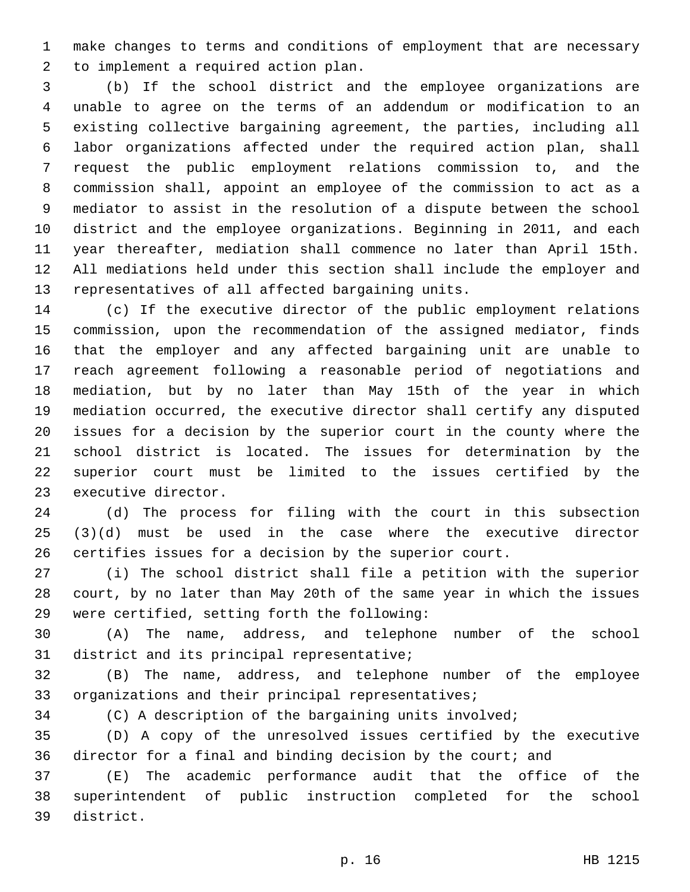make changes to terms and conditions of employment that are necessary to implement a required action plan.

(b) If the school district and the employee organizations are unable to agree on the terms of an addendum or modification to an existing collective bargaining agreement, the parties, including all labor organizations affected under the required action plan, shall request the public employment relations commission to, and the commission shall, appoint an employee of the commission to act as a mediator to assist in the resolution of a dispute between the school district and the employee organizations. Beginning in 2011, and each year thereafter, mediation shall commence no later than April 15th. All mediations held under this section shall include the employer and representatives of all affected bargaining units.

(c) If the executive director of the public employment relations commission, upon the recommendation of the assigned mediator, finds that the employer and any affected bargaining unit are unable to reach agreement following a reasonable period of negotiations and mediation, but by no later than May 15th of the year in which mediation occurred, the executive director shall certify any disputed issues for a decision by the superior court in the county where the school district is located. The issues for determination by the superior court must be limited to the issues certified by the executive director.

(d) The process for filing with the court in this subsection (3)(d) must be used in the case where the executive director certifies issues for a decision by the superior court.

(i) The school district shall file a petition with the superior court, by no later than May 20th of the same year in which the issues were certified, setting forth the following:

(A) The name, address, and telephone number of the school district and its principal representative;

(B) The name, address, and telephone number of the employee organizations and their principal representatives;

(C) A description of the bargaining units involved;

(D) A copy of the unresolved issues certified by the executive director for a final and binding decision by the court; and

(E) The academic performance audit that the office of the superintendent of public instruction completed for the school district.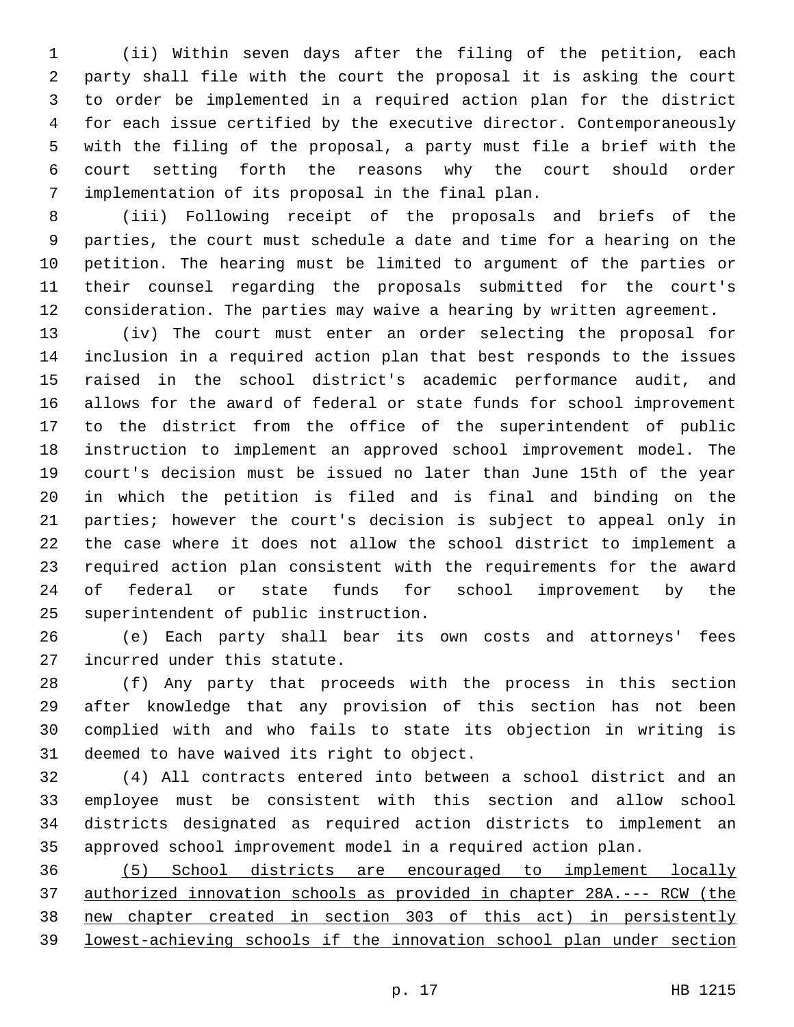(ii) Within seven days after the filing of the petition, each party shall file with the court the proposal it is asking the court to order be implemented in a required action plan for the district for each issue certified by the executive director. Contemporaneously with the filing of the proposal, a party must file a brief with the court setting forth the reasons why the court should order implementation of its proposal in the final plan.

(iii) Following receipt of the proposals and briefs of the parties, the court must schedule a date and time for a hearing on the petition. The hearing must be limited to argument of the parties or their counsel regarding the proposals submitted for the court's consideration. The parties may waive a hearing by written agreement.

(iv) The court must enter an order selecting the proposal for inclusion in a required action plan that best responds to the issues raised in the school district's academic performance audit, and allows for the award of federal or state funds for school improvement to the district from the office of the superintendent of public instruction to implement an approved school improvement model. The court's decision must be issued no later than June 15th of the year in which the petition is filed and is final and binding on the parties; however the court's decision is subject to appeal only in the case where it does not allow the school district to implement a required action plan consistent with the requirements for the award of federal or state funds for school improvement by the superintendent of public instruction.

(e) Each party shall bear its own costs and attorneys' fees incurred under this statute.

(f) Any party that proceeds with the process in this section after knowledge that any provision of this section has not been complied with and who fails to state its objection in writing is deemed to have waived its right to object.

(4) All contracts entered into between a school district and an employee must be consistent with this section and allow school districts designated as required action districts to implement an approved school improvement model in a required action plan.

<u>(5) School districts are encouraged to implement locally authorized innovation schools as provided in chapter 28A.--- RCW (the new chapter created in section 303 of this act) in persistently lowest-achieving schools if the innovation school plan under section</u>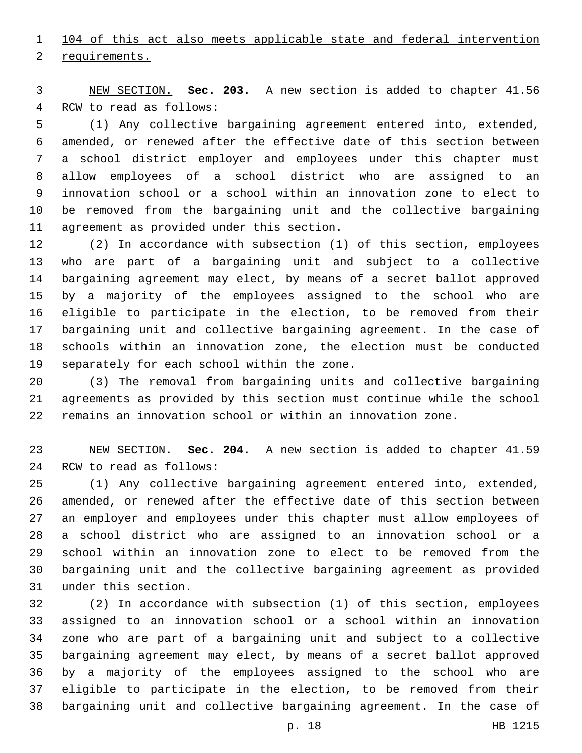104 of this act also meets applicable state and federal intervention requirements.

NEW SECTION. **Sec. 203.** A new section is added to chapter 41.56 RCW to read as follows:

(1) Any collective bargaining agreement entered into, extended, amended, or renewed after the effective date of this section between a school district employer and employees under this chapter must allow employees of a school district who are assigned to an innovation school or a school within an innovation zone to elect to be removed from the bargaining unit and the collective bargaining agreement as provided under this section.

(2) In accordance with subsection (1) of this section, employees who are part of a bargaining unit and subject to a collective bargaining agreement may elect, by means of a secret ballot approved by a majority of the employees assigned to the school who are eligible to participate in the election, to be removed from their bargaining unit and collective bargaining agreement. In the case of schools within an innovation zone, the election must be conducted separately for each school within the zone.

(3) The removal from bargaining units and collective bargaining agreements as provided by this section must continue while the school remains an innovation school or within an innovation zone.

NEW SECTION. **Sec. 204.** A new section is added to chapter 41.59 RCW to read as follows:

(1) Any collective bargaining agreement entered into, extended, amended, or renewed after the effective date of this section between an employer and employees under this chapter must allow employees of a school district who are assigned to an innovation school or a school within an innovation zone to elect to be removed from the bargaining unit and the collective bargaining agreement as provided under this section.

(2) In accordance with subsection (1) of this section, employees assigned to an innovation school or a school within an innovation zone who are part of a bargaining unit and subject to a collective bargaining agreement may elect, by means of a secret ballot approved by a majority of the employees assigned to the school who are eligible to participate in the election, to be removed from their bargaining unit and collective bargaining agreement. In the case of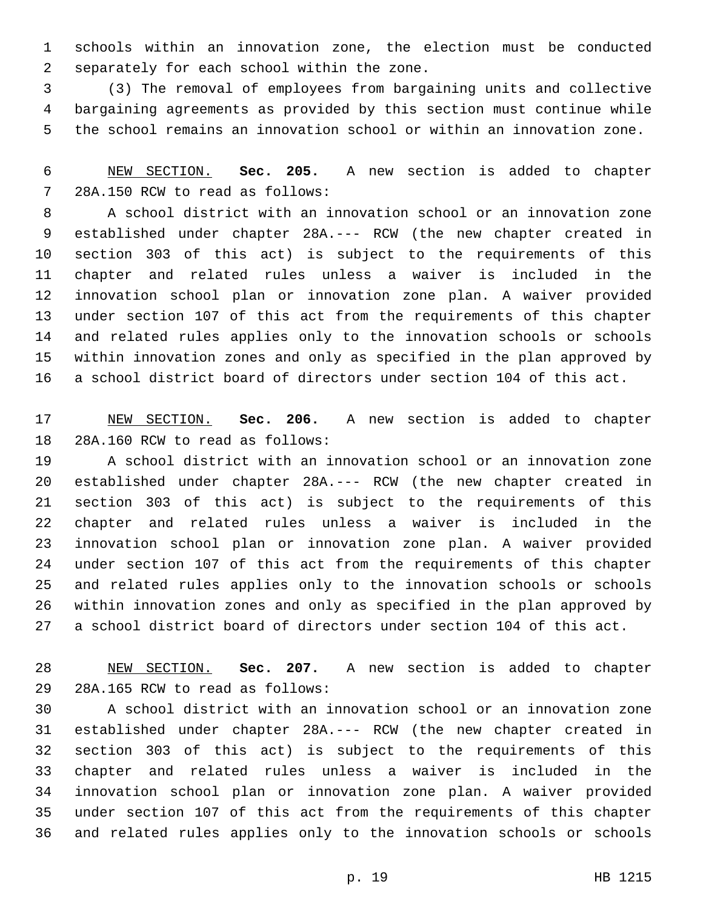schools within an innovation zone, the election must be conducted separately for each school within the zone.

(3) The removal of employees from bargaining units and collective bargaining agreements as provided by this section must continue while the school remains an innovation school or within an innovation zone.

NEW SECTION. **Sec. 205.** A new section is added to chapter 28A.150 RCW to read as follows:

A school district with an innovation school or an innovation zone established under chapter 28A.--- RCW (the new chapter created in section 303 of this act) is subject to the requirements of this chapter and related rules unless a waiver is included in the innovation school plan or innovation zone plan. A waiver provided under section 107 of this act from the requirements of this chapter and related rules applies only to the innovation schools or schools within innovation zones and only as specified in the plan approved by a school district board of directors under section 104 of this act.

NEW SECTION. **Sec. 206.** A new section is added to chapter 28A.160 RCW to read as follows:

A school district with an innovation school or an innovation zone established under chapter 28A.--- RCW (the new chapter created in section 303 of this act) is subject to the requirements of this chapter and related rules unless a waiver is included in the innovation school plan or innovation zone plan. A waiver provided under section 107 of this act from the requirements of this chapter and related rules applies only to the innovation schools or schools within innovation zones and only as specified in the plan approved by a school district board of directors under section 104 of this act.

NEW SECTION. **Sec. 207.** A new section is added to chapter 28A.165 RCW to read as follows:

A school district with an innovation school or an innovation zone established under chapter 28A.--- RCW (the new chapter created in section 303 of this act) is subject to the requirements of this chapter and related rules unless a waiver is included in the innovation school plan or innovation zone plan. A waiver provided under section 107 of this act from the requirements of this chapter and related rules applies only to the innovation schools or schools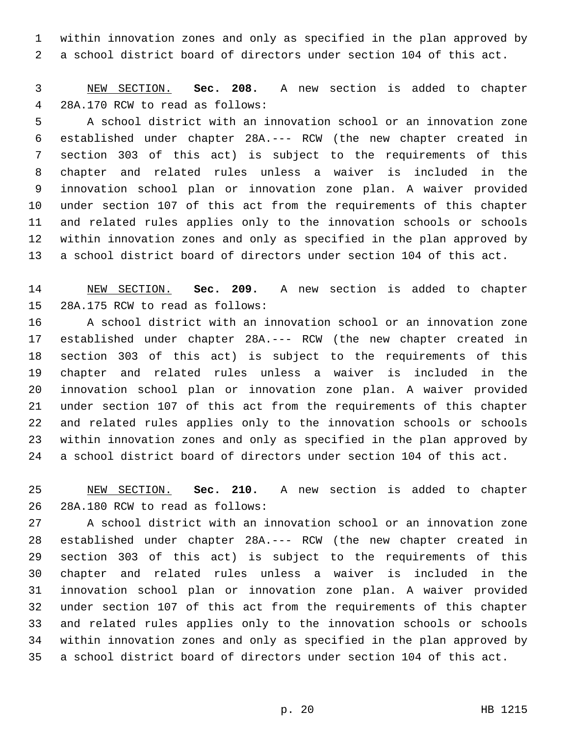within innovation zones and only as specified in the plan approved by a school district board of directors under section 104 of this act.

NEW SECTION. **Sec. 208.** A new section is added to chapter 28A.170 RCW to read as follows:

A school district with an innovation school or an innovation zone established under chapter 28A.--- RCW (the new chapter created in section 303 of this act) is subject to the requirements of this chapter and related rules unless a waiver is included in the innovation school plan or innovation zone plan. A waiver provided under section 107 of this act from the requirements of this chapter and related rules applies only to the innovation schools or schools within innovation zones and only as specified in the plan approved by a school district board of directors under section 104 of this act.

NEW SECTION. **Sec. 209.** A new section is added to chapter 28A.175 RCW to read as follows:

A school district with an innovation school or an innovation zone established under chapter 28A.--- RCW (the new chapter created in section 303 of this act) is subject to the requirements of this chapter and related rules unless a waiver is included in the innovation school plan or innovation zone plan. A waiver provided under section 107 of this act from the requirements of this chapter and related rules applies only to the innovation schools or schools within innovation zones and only as specified in the plan approved by a school district board of directors under section 104 of this act.

NEW SECTION. **Sec. 210.** A new section is added to chapter 28A.180 RCW to read as follows:

A school district with an innovation school or an innovation zone established under chapter 28A.--- RCW (the new chapter created in section 303 of this act) is subject to the requirements of this chapter and related rules unless a waiver is included in the innovation school plan or innovation zone plan. A waiver provided under section 107 of this act from the requirements of this chapter and related rules applies only to the innovation schools or schools within innovation zones and only as specified in the plan approved by a school district board of directors under section 104 of this act.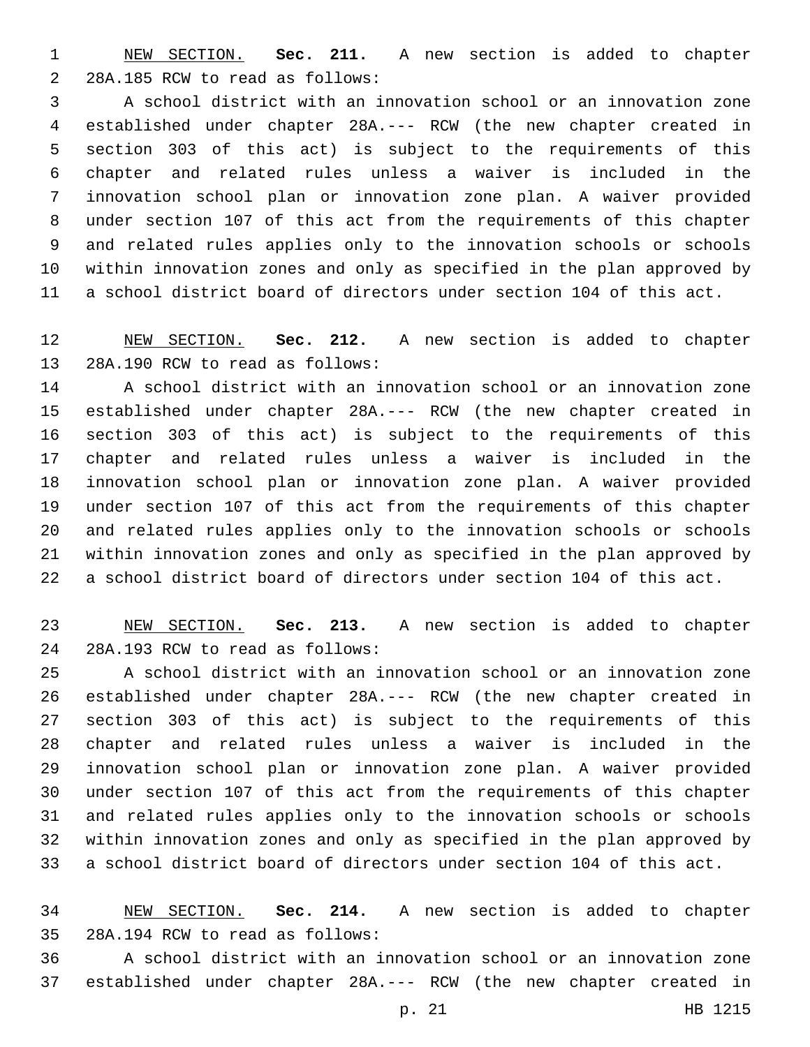NEW SECTION. **Sec. 211.** A new section is added to chapter 28A.185 RCW to read as follows:

A school district with an innovation school or an innovation zone established under chapter 28A.--- RCW (the new chapter created in section 303 of this act) is subject to the requirements of this chapter and related rules unless a waiver is included in the innovation school plan or innovation zone plan. A waiver provided under section 107 of this act from the requirements of this chapter and related rules applies only to the innovation schools or schools within innovation zones and only as specified in the plan approved by a school district board of directors under section 104 of this act.

NEW SECTION. **Sec. 212.** A new section is added to chapter 28A.190 RCW to read as follows:

A school district with an innovation school or an innovation zone established under chapter 28A.--- RCW (the new chapter created in section 303 of this act) is subject to the requirements of this chapter and related rules unless a waiver is included in the innovation school plan or innovation zone plan. A waiver provided under section 107 of this act from the requirements of this chapter and related rules applies only to the innovation schools or schools within innovation zones and only as specified in the plan approved by a school district board of directors under section 104 of this act.

NEW SECTION. **Sec. 213.** A new section is added to chapter 28A.193 RCW to read as follows:

A school district with an innovation school or an innovation zone established under chapter 28A.--- RCW (the new chapter created in section 303 of this act) is subject to the requirements of this chapter and related rules unless a waiver is included in the innovation school plan or innovation zone plan. A waiver provided under section 107 of this act from the requirements of this chapter and related rules applies only to the innovation schools or schools within innovation zones and only as specified in the plan approved by a school district board of directors under section 104 of this act.

NEW SECTION. **Sec. 214.** A new section is added to chapter 28A.194 RCW to read as follows:

A school district with an innovation school or an innovation zone established under chapter 28A.--- RCW (the new chapter created in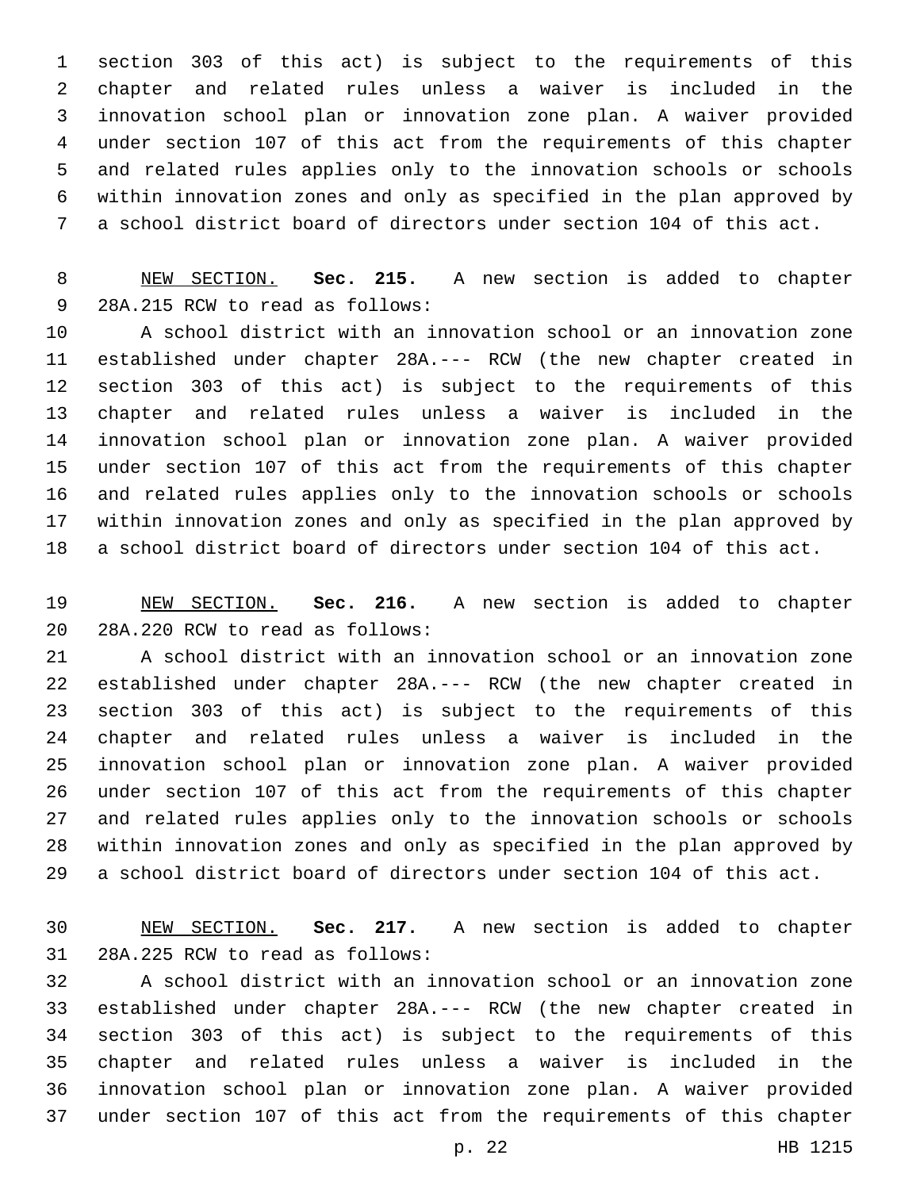section 303 of this act) is subject to the requirements of this chapter and related rules unless a waiver is included in the innovation school plan or innovation zone plan. A waiver provided under section 107 of this act from the requirements of this chapter and related rules applies only to the innovation schools or schools within innovation zones and only as specified in the plan approved by a school district board of directors under section 104 of this act.

NEW SECTION. **Sec. 215.** A new section is added to chapter 28A.215 RCW to read as follows:

A school district with an innovation school or an innovation zone established under chapter 28A.--- RCW (the new chapter created in section 303 of this act) is subject to the requirements of this chapter and related rules unless a waiver is included in the innovation school plan or innovation zone plan. A waiver provided under section 107 of this act from the requirements of this chapter and related rules applies only to the innovation schools or schools within innovation zones and only as specified in the plan approved by a school district board of directors under section 104 of this act.

NEW SECTION. **Sec. 216.** A new section is added to chapter 28A.220 RCW to read as follows:

A school district with an innovation school or an innovation zone established under chapter 28A.--- RCW (the new chapter created in section 303 of this act) is subject to the requirements of this chapter and related rules unless a waiver is included in the innovation school plan or innovation zone plan. A waiver provided under section 107 of this act from the requirements of this chapter and related rules applies only to the innovation schools or schools within innovation zones and only as specified in the plan approved by a school district board of directors under section 104 of this act.

NEW SECTION. **Sec. 217.** A new section is added to chapter 28A.225 RCW to read as follows:

A school district with an innovation school or an innovation zone established under chapter 28A.--- RCW (the new chapter created in section 303 of this act) is subject to the requirements of this chapter and related rules unless a waiver is included in the innovation school plan or innovation zone plan. A waiver provided under section 107 of this act from the requirements of this chapter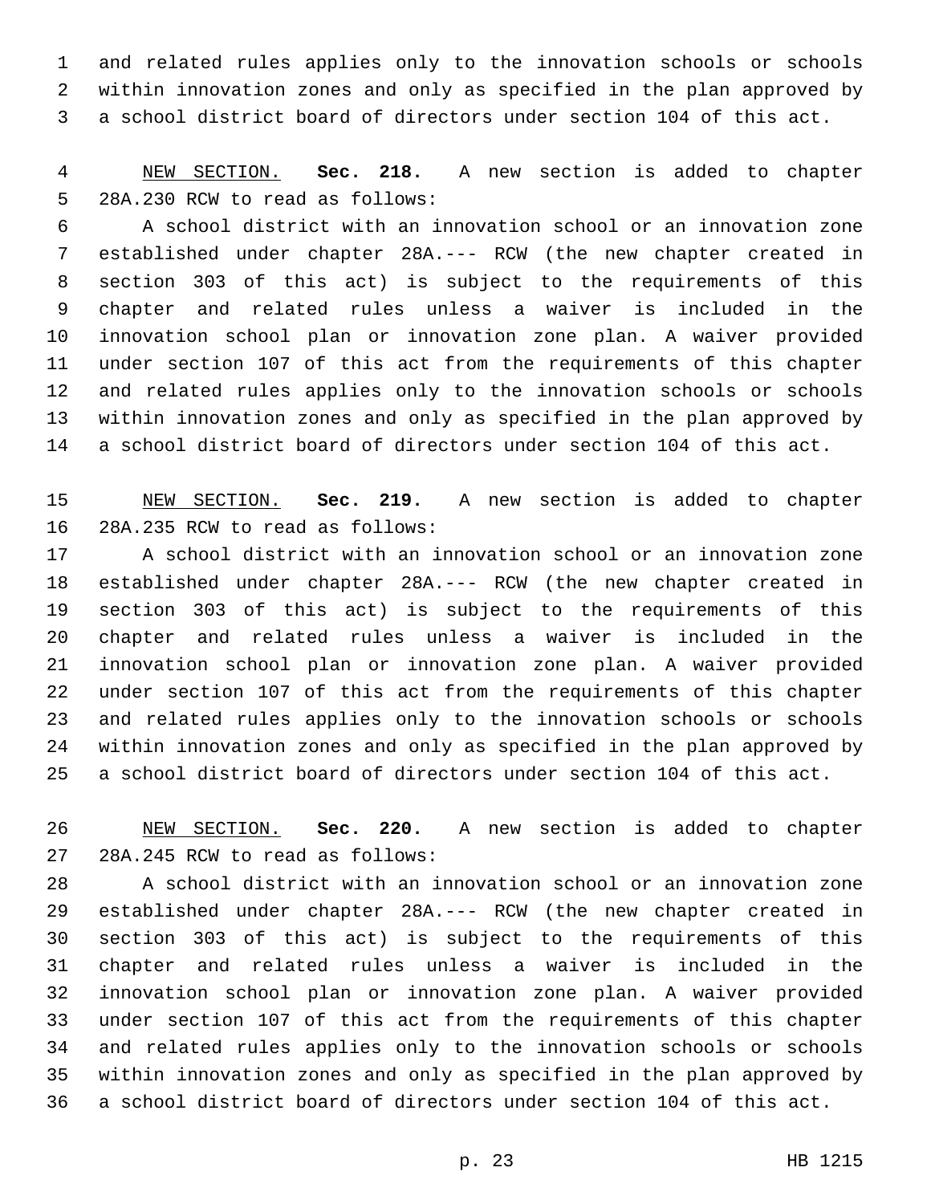and related rules applies only to the innovation schools or schools within innovation zones and only as specified in the plan approved by a school district board of directors under section 104 of this act.

NEW SECTION. **Sec. 218.** A new section is added to chapter 28A.230 RCW to read as follows:

A school district with an innovation school or an innovation zone established under chapter 28A.--- RCW (the new chapter created in section 303 of this act) is subject to the requirements of this chapter and related rules unless a waiver is included in the innovation school plan or innovation zone plan. A waiver provided under section 107 of this act from the requirements of this chapter and related rules applies only to the innovation schools or schools within innovation zones and only as specified in the plan approved by a school district board of directors under section 104 of this act.

NEW SECTION. **Sec. 219.** A new section is added to chapter 28A.235 RCW to read as follows:

A school district with an innovation school or an innovation zone established under chapter 28A.--- RCW (the new chapter created in section 303 of this act) is subject to the requirements of this chapter and related rules unless a waiver is included in the innovation school plan or innovation zone plan. A waiver provided under section 107 of this act from the requirements of this chapter and related rules applies only to the innovation schools or schools within innovation zones and only as specified in the plan approved by a school district board of directors under section 104 of this act.

NEW SECTION. **Sec. 220.** A new section is added to chapter 28A.245 RCW to read as follows:

A school district with an innovation school or an innovation zone established under chapter 28A.--- RCW (the new chapter created in section 303 of this act) is subject to the requirements of this chapter and related rules unless a waiver is included in the innovation school plan or innovation zone plan. A waiver provided under section 107 of this act from the requirements of this chapter and related rules applies only to the innovation schools or schools within innovation zones and only as specified in the plan approved by a school district board of directors under section 104 of this act.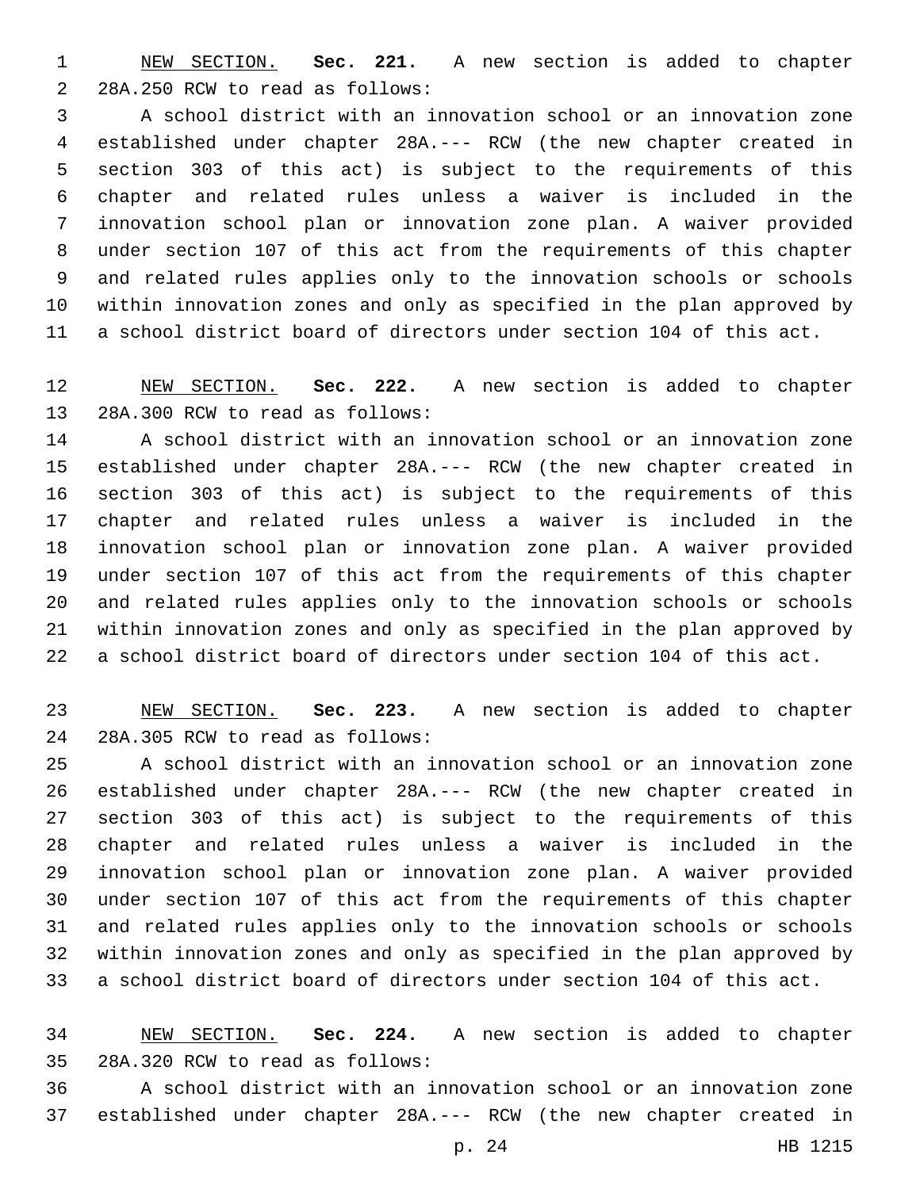NEW SECTION. **Sec. 221.** A new section is added to chapter 28A.250 RCW to read as follows:

A school district with an innovation school or an innovation zone established under chapter 28A.--- RCW (the new chapter created in section 303 of this act) is subject to the requirements of this chapter and related rules unless a waiver is included in the innovation school plan or innovation zone plan. A waiver provided under section 107 of this act from the requirements of this chapter and related rules applies only to the innovation schools or schools within innovation zones and only as specified in the plan approved by a school district board of directors under section 104 of this act.

NEW SECTION. **Sec. 222.** A new section is added to chapter 28A.300 RCW to read as follows:

A school district with an innovation school or an innovation zone established under chapter 28A.--- RCW (the new chapter created in section 303 of this act) is subject to the requirements of this chapter and related rules unless a waiver is included in the innovation school plan or innovation zone plan. A waiver provided under section 107 of this act from the requirements of this chapter and related rules applies only to the innovation schools or schools within innovation zones and only as specified in the plan approved by a school district board of directors under section 104 of this act.

NEW SECTION. **Sec. 223.** A new section is added to chapter 28A.305 RCW to read as follows:

A school district with an innovation school or an innovation zone established under chapter 28A.--- RCW (the new chapter created in section 303 of this act) is subject to the requirements of this chapter and related rules unless a waiver is included in the innovation school plan or innovation zone plan. A waiver provided under section 107 of this act from the requirements of this chapter and related rules applies only to the innovation schools or schools within innovation zones and only as specified in the plan approved by a school district board of directors under section 104 of this act.

NEW SECTION. **Sec. 224.** A new section is added to chapter 28A.320 RCW to read as follows:

A school district with an innovation school or an innovation zone established under chapter 28A.--- RCW (the new chapter created in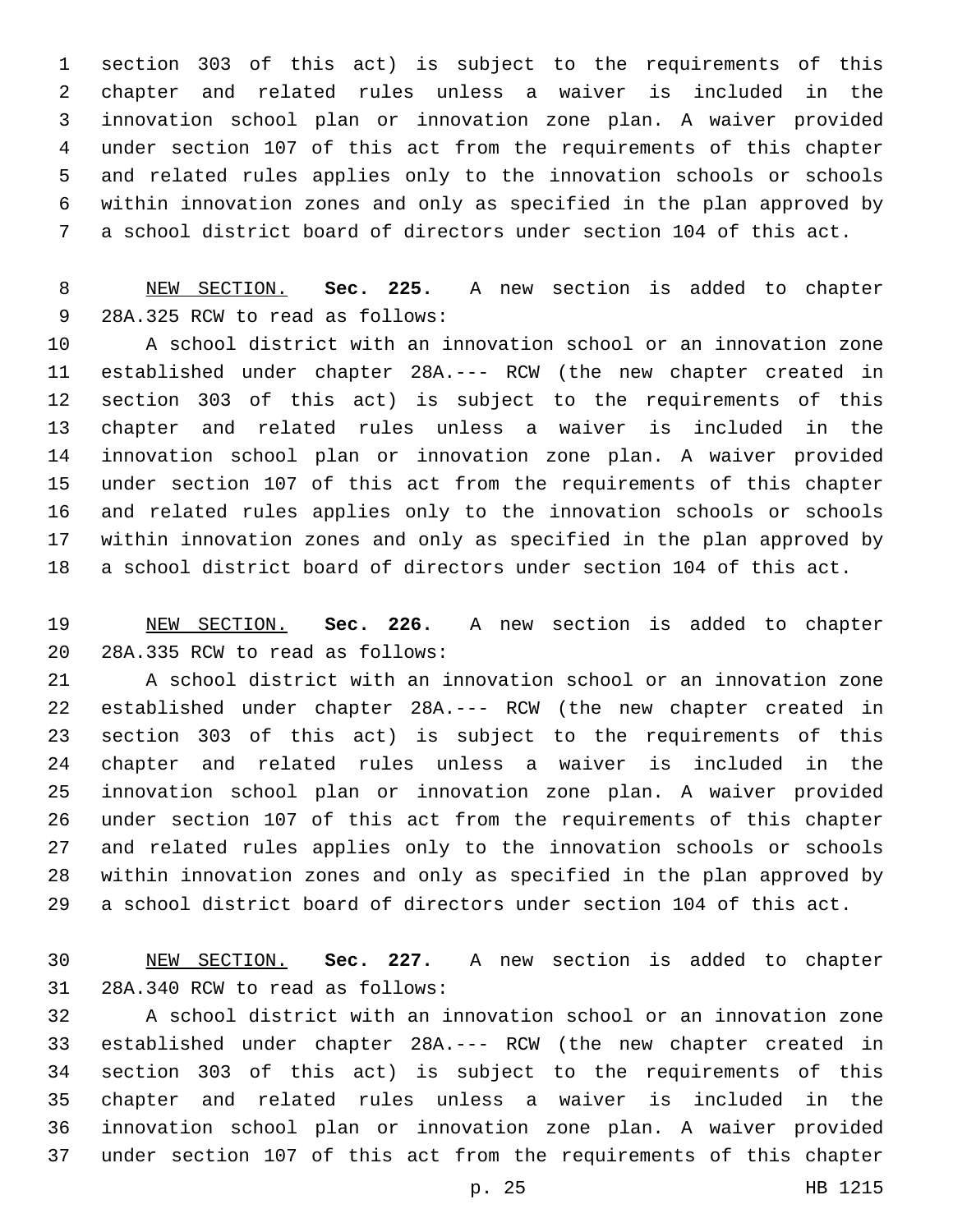section 303 of this act) is subject to the requirements of this chapter and related rules unless a waiver is included in the innovation school plan or innovation zone plan. A waiver provided under section 107 of this act from the requirements of this chapter and related rules applies only to the innovation schools or schools within innovation zones and only as specified in the plan approved by a school district board of directors under section 104 of this act.

NEW SECTION. **Sec. 225.** A new section is added to chapter 28A.325 RCW to read as follows:

A school district with an innovation school or an innovation zone established under chapter 28A.--- RCW (the new chapter created in section 303 of this act) is subject to the requirements of this chapter and related rules unless a waiver is included in the innovation school plan or innovation zone plan. A waiver provided under section 107 of this act from the requirements of this chapter and related rules applies only to the innovation schools or schools within innovation zones and only as specified in the plan approved by a school district board of directors under section 104 of this act.

NEW SECTION. **Sec. 226.** A new section is added to chapter 28A.335 RCW to read as follows:

A school district with an innovation school or an innovation zone established under chapter 28A.--- RCW (the new chapter created in section 303 of this act) is subject to the requirements of this chapter and related rules unless a waiver is included in the innovation school plan or innovation zone plan. A waiver provided under section 107 of this act from the requirements of this chapter and related rules applies only to the innovation schools or schools within innovation zones and only as specified in the plan approved by a school district board of directors under section 104 of this act.

NEW SECTION. **Sec. 227.** A new section is added to chapter 28A.340 RCW to read as follows:

A school district with an innovation school or an innovation zone established under chapter 28A.--- RCW (the new chapter created in section 303 of this act) is subject to the requirements of this chapter and related rules unless a waiver is included in the innovation school plan or innovation zone plan. A waiver provided under section 107 of this act from the requirements of this chapter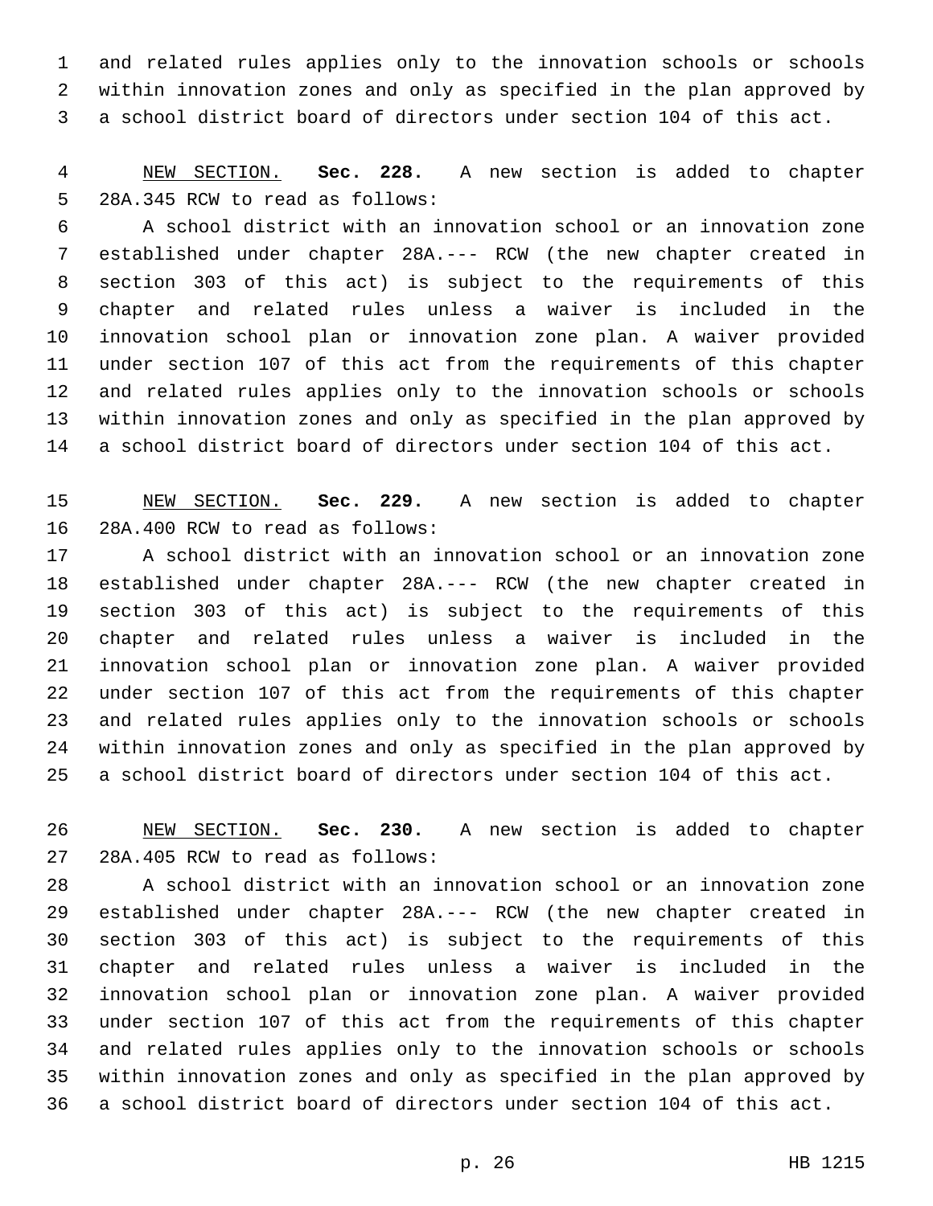and related rules applies only to the innovation schools or schools within innovation zones and only as specified in the plan approved by a school district board of directors under section 104 of this act.

NEW SECTION. **Sec. 228.** A new section is added to chapter 28A.345 RCW to read as follows:

A school district with an innovation school or an innovation zone established under chapter 28A.--- RCW (the new chapter created in section 303 of this act) is subject to the requirements of this chapter and related rules unless a waiver is included in the innovation school plan or innovation zone plan. A waiver provided under section 107 of this act from the requirements of this chapter and related rules applies only to the innovation schools or schools within innovation zones and only as specified in the plan approved by a school district board of directors under section 104 of this act.

NEW SECTION. **Sec. 229.** A new section is added to chapter 28A.400 RCW to read as follows:

A school district with an innovation school or an innovation zone established under chapter 28A.--- RCW (the new chapter created in section 303 of this act) is subject to the requirements of this chapter and related rules unless a waiver is included in the innovation school plan or innovation zone plan. A waiver provided under section 107 of this act from the requirements of this chapter and related rules applies only to the innovation schools or schools within innovation zones and only as specified in the plan approved by a school district board of directors under section 104 of this act.

NEW SECTION. **Sec. 230.** A new section is added to chapter 28A.405 RCW to read as follows:

A school district with an innovation school or an innovation zone established under chapter 28A.--- RCW (the new chapter created in section 303 of this act) is subject to the requirements of this chapter and related rules unless a waiver is included in the innovation school plan or innovation zone plan. A waiver provided under section 107 of this act from the requirements of this chapter and related rules applies only to the innovation schools or schools within innovation zones and only as specified in the plan approved by a school district board of directors under section 104 of this act.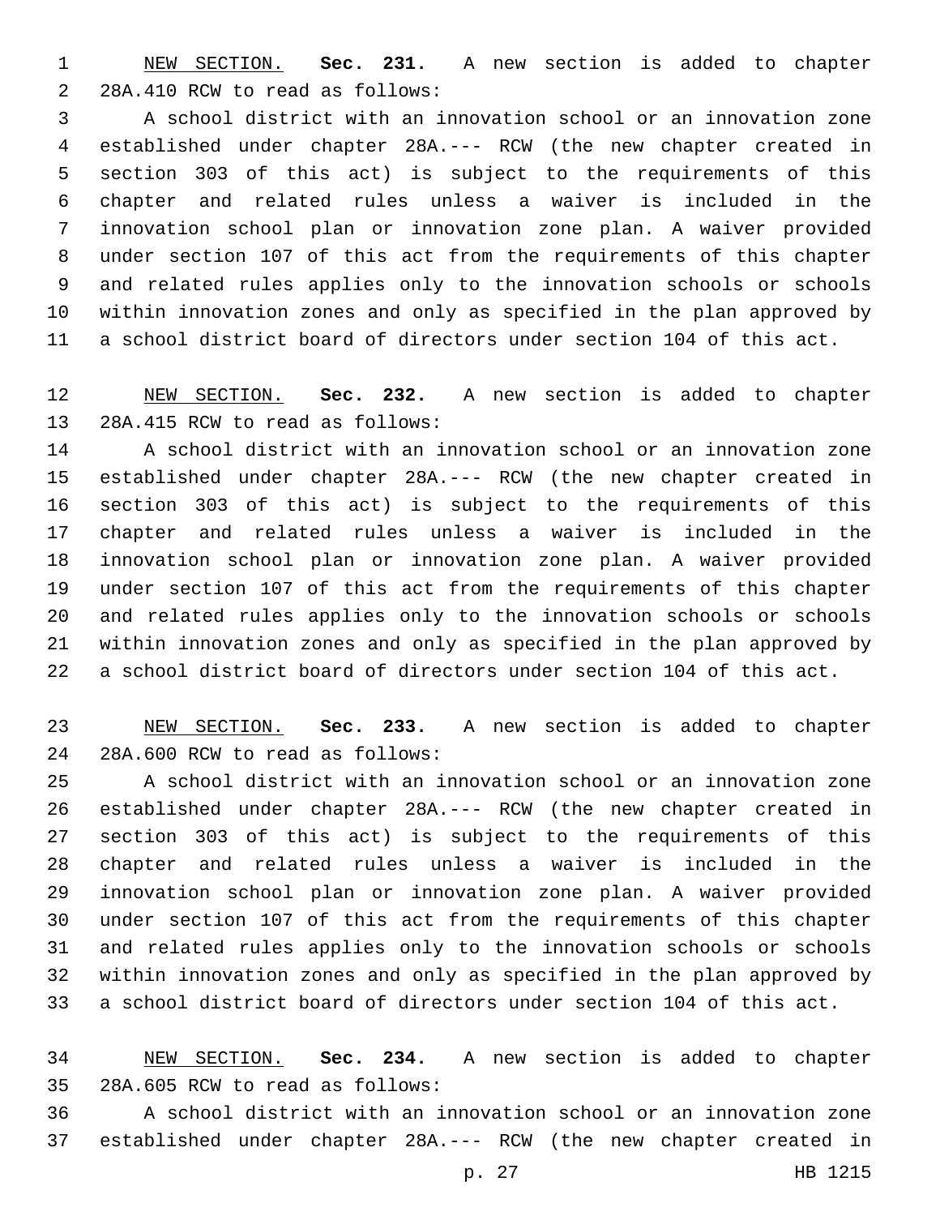NEW SECTION. **Sec. 231.** A new section is added to chapter 28A.410 RCW to read as follows:

A school district with an innovation school or an innovation zone established under chapter 28A.--- RCW (the new chapter created in section 303 of this act) is subject to the requirements of this chapter and related rules unless a waiver is included in the innovation school plan or innovation zone plan. A waiver provided under section 107 of this act from the requirements of this chapter and related rules applies only to the innovation schools or schools within innovation zones and only as specified in the plan approved by a school district board of directors under section 104 of this act.

NEW SECTION. **Sec. 232.** A new section is added to chapter 28A.415 RCW to read as follows:

A school district with an innovation school or an innovation zone established under chapter 28A.--- RCW (the new chapter created in section 303 of this act) is subject to the requirements of this chapter and related rules unless a waiver is included in the innovation school plan or innovation zone plan. A waiver provided under section 107 of this act from the requirements of this chapter and related rules applies only to the innovation schools or schools within innovation zones and only as specified in the plan approved by a school district board of directors under section 104 of this act.

NEW SECTION. **Sec. 233.** A new section is added to chapter 28A.600 RCW to read as follows:

A school district with an innovation school or an innovation zone established under chapter 28A.--- RCW (the new chapter created in section 303 of this act) is subject to the requirements of this chapter and related rules unless a waiver is included in the innovation school plan or innovation zone plan. A waiver provided under section 107 of this act from the requirements of this chapter and related rules applies only to the innovation schools or schools within innovation zones and only as specified in the plan approved by a school district board of directors under section 104 of this act.

NEW SECTION. **Sec. 234.** A new section is added to chapter 28A.605 RCW to read as follows:

A school district with an innovation school or an innovation zone established under chapter 28A.--- RCW (the new chapter created in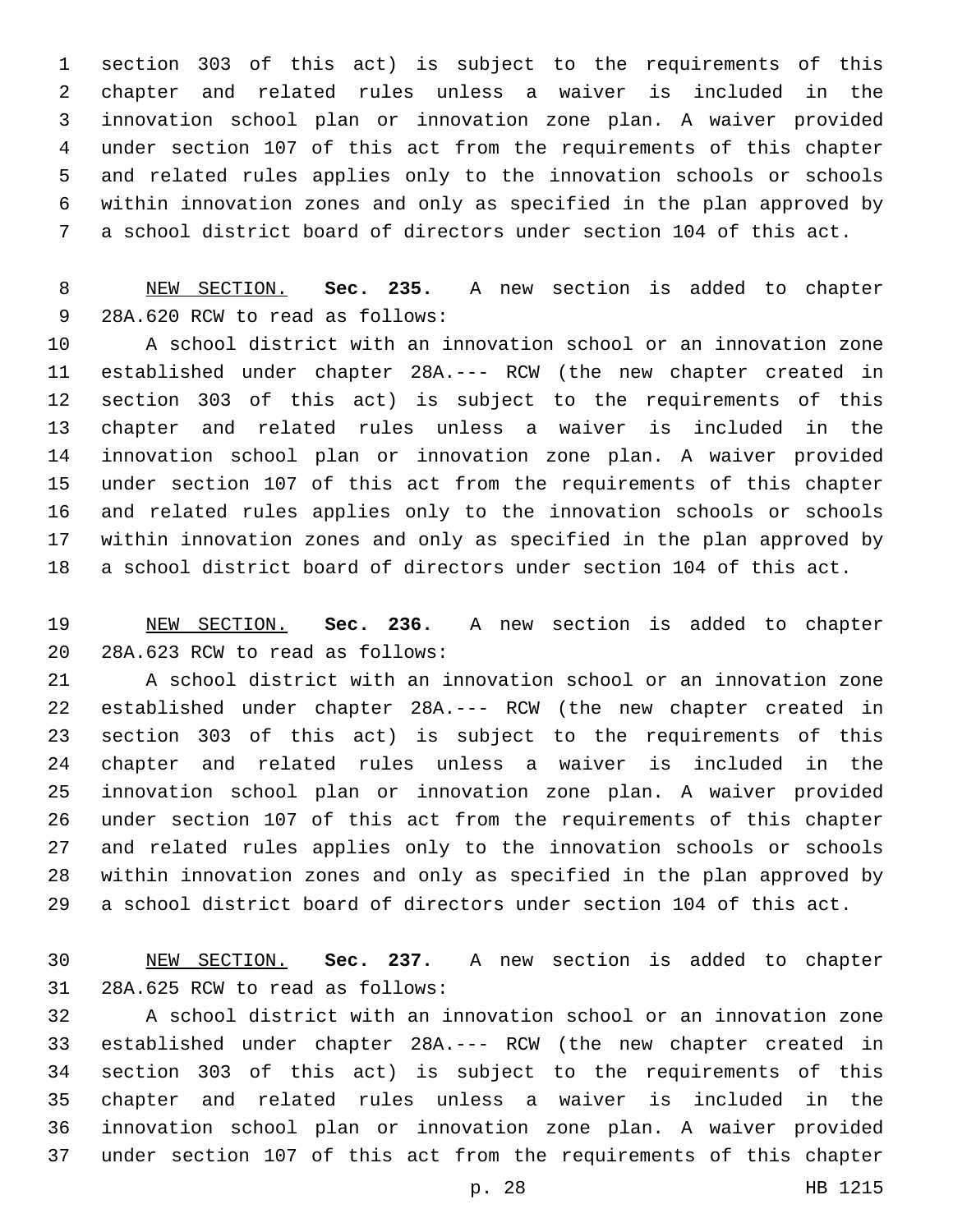section 303 of this act) is subject to the requirements of this chapter and related rules unless a waiver is included in the innovation school plan or innovation zone plan. A waiver provided under section 107 of this act from the requirements of this chapter and related rules applies only to the innovation schools or schools within innovation zones and only as specified in the plan approved by a school district board of directors under section 104 of this act.

NEW SECTION. **Sec. 235.** A new section is added to chapter 28A.620 RCW to read as follows:

A school district with an innovation school or an innovation zone established under chapter 28A.--- RCW (the new chapter created in section 303 of this act) is subject to the requirements of this chapter and related rules unless a waiver is included in the innovation school plan or innovation zone plan. A waiver provided under section 107 of this act from the requirements of this chapter and related rules applies only to the innovation schools or schools within innovation zones and only as specified in the plan approved by a school district board of directors under section 104 of this act.

NEW SECTION. **Sec. 236.** A new section is added to chapter 28A.623 RCW to read as follows:

A school district with an innovation school or an innovation zone established under chapter 28A.--- RCW (the new chapter created in section 303 of this act) is subject to the requirements of this chapter and related rules unless a waiver is included in the innovation school plan or innovation zone plan. A waiver provided under section 107 of this act from the requirements of this chapter and related rules applies only to the innovation schools or schools within innovation zones and only as specified in the plan approved by a school district board of directors under section 104 of this act.

NEW SECTION. **Sec. 237.** A new section is added to chapter 28A.625 RCW to read as follows:

A school district with an innovation school or an innovation zone established under chapter 28A.--- RCW (the new chapter created in section 303 of this act) is subject to the requirements of this chapter and related rules unless a waiver is included in the innovation school plan or innovation zone plan. A waiver provided under section 107 of this act from the requirements of this chapter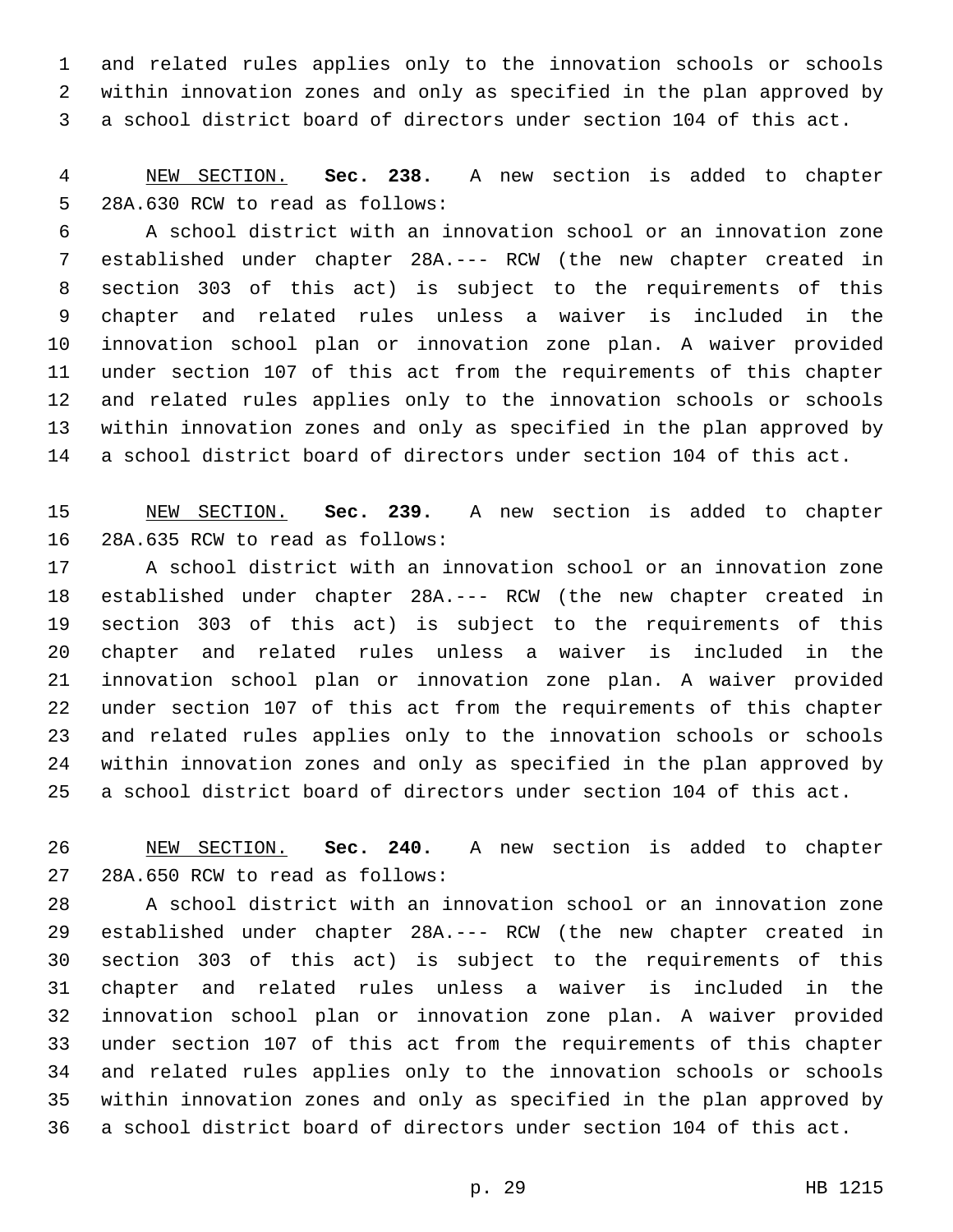and related rules applies only to the innovation schools or schools within innovation zones and only as specified in the plan approved by a school district board of directors under section 104 of this act.

NEW SECTION. **Sec. 238.** A new section is added to chapter 28A.630 RCW to read as follows:

A school district with an innovation school or an innovation zone established under chapter 28A.--- RCW (the new chapter created in section 303 of this act) is subject to the requirements of this chapter and related rules unless a waiver is included in the innovation school plan or innovation zone plan. A waiver provided under section 107 of this act from the requirements of this chapter and related rules applies only to the innovation schools or schools within innovation zones and only as specified in the plan approved by a school district board of directors under section 104 of this act.

NEW SECTION. **Sec. 239.** A new section is added to chapter 28A.635 RCW to read as follows:

A school district with an innovation school or an innovation zone established under chapter 28A.--- RCW (the new chapter created in section 303 of this act) is subject to the requirements of this chapter and related rules unless a waiver is included in the innovation school plan or innovation zone plan. A waiver provided under section 107 of this act from the requirements of this chapter and related rules applies only to the innovation schools or schools within innovation zones and only as specified in the plan approved by a school district board of directors under section 104 of this act.

NEW SECTION. **Sec. 240.** A new section is added to chapter 28A.650 RCW to read as follows:

A school district with an innovation school or an innovation zone established under chapter 28A.--- RCW (the new chapter created in section 303 of this act) is subject to the requirements of this chapter and related rules unless a waiver is included in the innovation school plan or innovation zone plan. A waiver provided under section 107 of this act from the requirements of this chapter and related rules applies only to the innovation schools or schools within innovation zones and only as specified in the plan approved by a school district board of directors under section 104 of this act.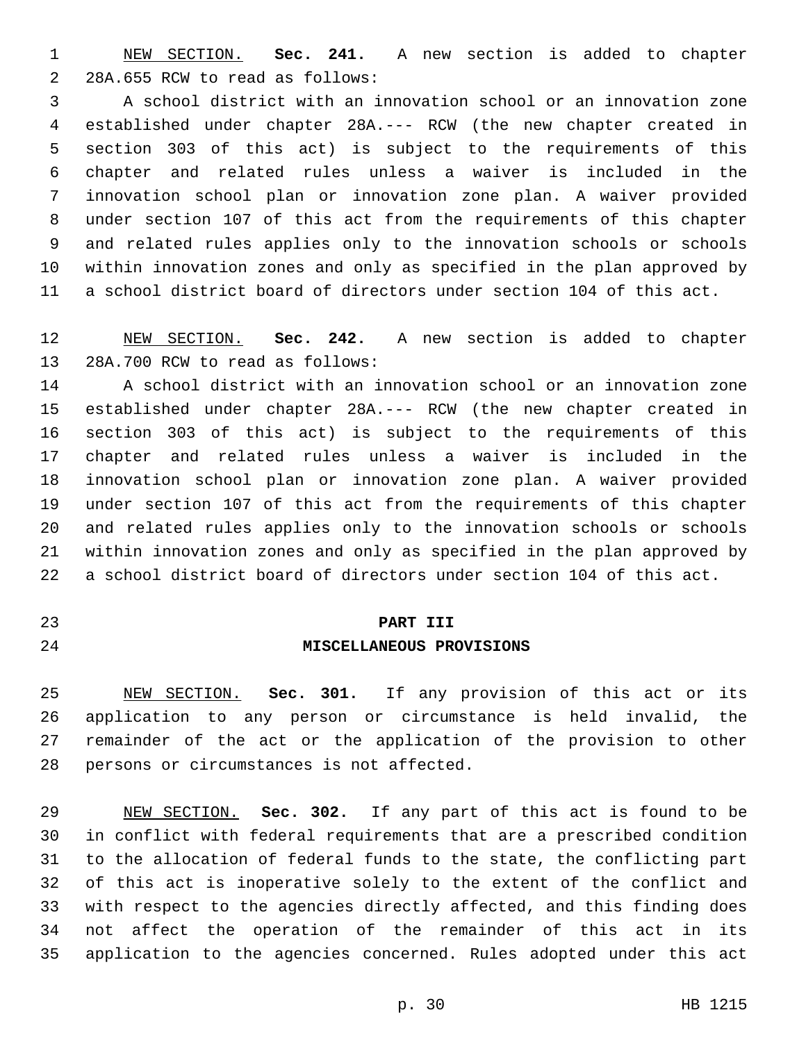NEW SECTION. **Sec. 241.** A new section is added to chapter 28A.655 RCW to read as follows:

A school district with an innovation school or an innovation zone established under chapter 28A.--- RCW (the new chapter created in section 303 of this act) is subject to the requirements of this chapter and related rules unless a waiver is included in the innovation school plan or innovation zone plan. A waiver provided under section 107 of this act from the requirements of this chapter and related rules applies only to the innovation schools or schools within innovation zones and only as specified in the plan approved by a school district board of directors under section 104 of this act.

NEW SECTION. **Sec. 242.** A new section is added to chapter 28A.700 RCW to read as follows:

A school district with an innovation school or an innovation zone established under chapter 28A.--- RCW (the new chapter created in section 303 of this act) is subject to the requirements of this chapter and related rules unless a waiver is included in the innovation school plan or innovation zone plan. A waiver provided under section 107 of this act from the requirements of this chapter and related rules applies only to the innovation schools or schools within innovation zones and only as specified in the plan approved by a school district board of directors under section 104 of this act.

## PART III
## MISCELLANEOUS PROVISIONS

NEW SECTION. **Sec. 301.** If any provision of this act or its application to any person or circumstance is held invalid, the remainder of the act or the application of the provision to other persons or circumstances is not affected.

NEW SECTION. **Sec. 302.** If any part of this act is found to be in conflict with federal requirements that are a prescribed condition to the allocation of federal funds to the state, the conflicting part of this act is inoperative solely to the extent of the conflict and with respect to the agencies directly affected, and this finding does not affect the operation of the remainder of this act in its application to the agencies concerned. Rules adopted under this act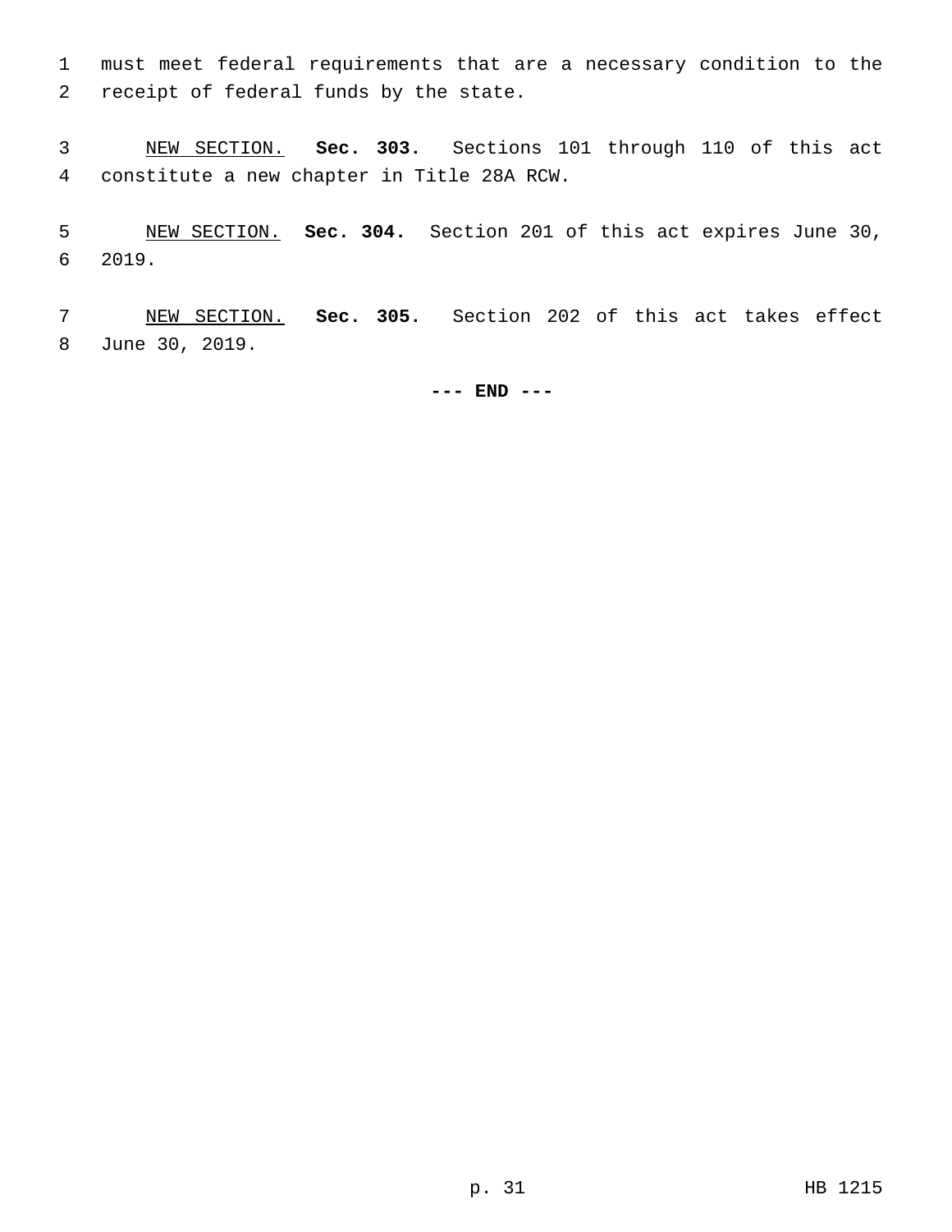must meet federal requirements that are a necessary condition to the receipt of federal funds by the state.

NEW SECTION. **Sec. 303.** Sections 101 through 110 of this act constitute a new chapter in Title 28A RCW.

NEW SECTION. **Sec. 304.** Section 201 of this act expires June 30, 2019.

NEW SECTION. **Sec. 305.** Section 202 of this act takes effect June 30, 2019.

**--- END ---**